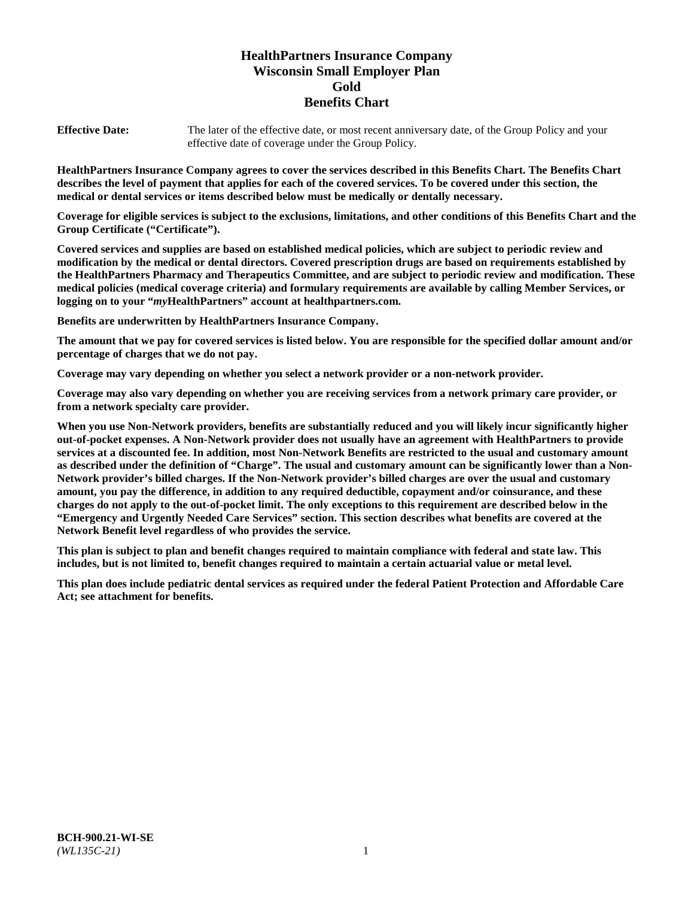# HealthPartners Insurance Company
# Wisconsin Small Employer Plan
# Gold
# Benefits Chart

**Effective Date:** The later of the effective date, or most recent anniversary date, of the Group Policy and your effective date of coverage under the Group Policy.

**HealthPartners Insurance Company agrees to cover the services described in this Benefits Chart. The Benefits Chart describes the level of payment that applies for each of the covered services. To be covered under this section, the medical or dental services or items described below must be medically or dentally necessary.**

**Coverage for eligible services is subject to the exclusions, limitations, and other conditions of this Benefits Chart and the Group Certificate ("Certificate").**

**Covered services and supplies are based on established medical policies, which are subject to periodic review and modification by the medical or dental directors. Covered prescription drugs are based on requirements established by the HealthPartners Pharmacy and Therapeutics Committee, and are subject to periodic review and modification. These medical policies (medical coverage criteria) and formulary requirements are available by calling Member Services, or logging on to your "*my*HealthPartners" account at healthpartners.com.**

**Benefits are underwritten by HealthPartners Insurance Company.**

**The amount that we pay for covered services is listed below. You are responsible for the specified dollar amount and/or percentage of charges that we do not pay.**

**Coverage may vary depending on whether you select a network provider or a non-network provider.**

**Coverage may also vary depending on whether you are receiving services from a network primary care provider, or from a network specialty care provider.**

**When you use Non-Network providers, benefits are substantially reduced and you will likely incur significantly higher out-of-pocket expenses. A Non-Network provider does not usually have an agreement with HealthPartners to provide services at a discounted fee. In addition, most Non-Network Benefits are restricted to the usual and customary amount as described under the definition of "Charge". The usual and customary amount can be significantly lower than a Non-Network provider's billed charges. If the Non-Network provider's billed charges are over the usual and customary amount, you pay the difference, in addition to any required deductible, copayment and/or coinsurance, and these charges do not apply to the out-of-pocket limit. The only exceptions to this requirement are described below in the "Emergency and Urgently Needed Care Services" section. This section describes what benefits are covered at the Network Benefit level regardless of who provides the service.**

**This plan is subject to plan and benefit changes required to maintain compliance with federal and state law. This includes, but is not limited to, benefit changes required to maintain a certain actuarial value or metal level.**

**This plan does include pediatric dental services as required under the federal Patient Protection and Affordable Care Act; see attachment for benefits.**

**BCH-900.21-WI-SE**
*(WL135C-21)*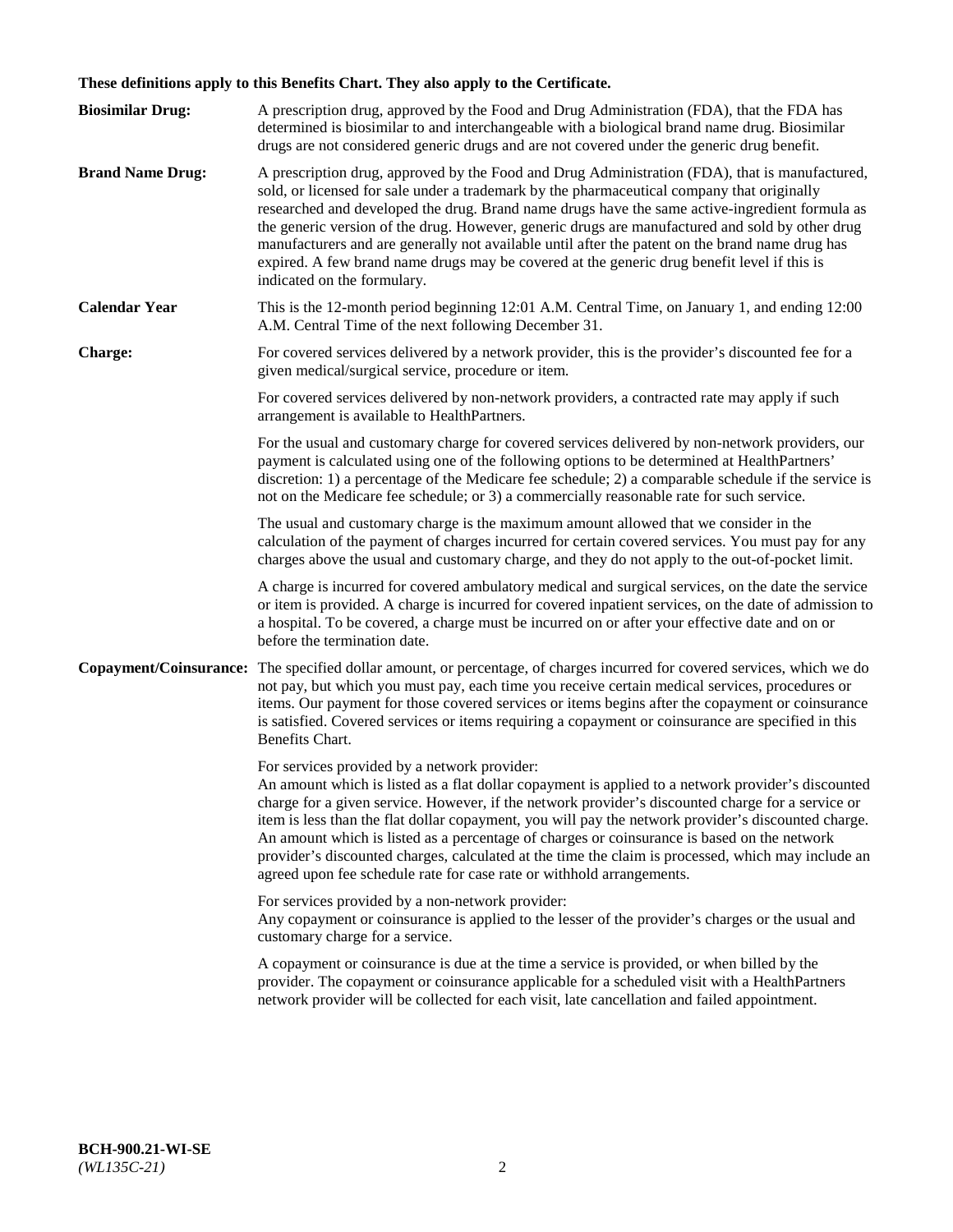**These definitions apply to this Benefits Chart. They also apply to the Certificate.**

| | |
|---|---|
| **Biosimilar Drug:** | A prescription drug, approved by the Food and Drug Administration (FDA), that the FDA has determined is biosimilar to and interchangeable with a biological brand name drug. Biosimilar drugs are not considered generic drugs and are not covered under the generic drug benefit. |
| **Brand Name Drug:** | A prescription drug, approved by the Food and Drug Administration (FDA), that is manufactured, sold, or licensed for sale under a trademark by the pharmaceutical company that originally researched and developed the drug. Brand name drugs have the same active-ingredient formula as the generic version of the drug. However, generic drugs are manufactured and sold by other drug manufacturers and are generally not available until after the patent on the brand name drug has expired. A few brand name drugs may be covered at the generic drug benefit level if this is indicated on the formulary. |
| **Calendar Year** | This is the 12-month period beginning 12:01 A.M. Central Time, on January 1, and ending 12:00 A.M. Central Time of the next following December 31. |
| **Charge:** | For covered services delivered by a network provider, this is the provider's discounted fee for a given medical/surgical service, procedure or item.<br><br>For covered services delivered by non-network providers, a contracted rate may apply if such arrangement is available to HealthPartners.<br><br>For the usual and customary charge for covered services delivered by non-network providers, our payment is calculated using one of the following options to be determined at HealthPartners' discretion: 1) a percentage of the Medicare fee schedule; 2) a comparable schedule if the service is not on the Medicare fee schedule; or 3) a commercially reasonable rate for such service.<br><br>The usual and customary charge is the maximum amount allowed that we consider in the calculation of the payment of charges incurred for certain covered services. You must pay for any charges above the usual and customary charge, and they do not apply to the out-of-pocket limit.<br><br>A charge is incurred for covered ambulatory medical and surgical services, on the date the service or item is provided. A charge is incurred for covered inpatient services, on the date of admission to a hospital. To be covered, a charge must be incurred on or after your effective date and on or before the termination date. |
| **Copayment/Coinsurance:** | The specified dollar amount, or percentage, of charges incurred for covered services, which we do not pay, but which you must pay, each time you receive certain medical services, procedures or items. Our payment for those covered services or items begins after the copayment or coinsurance is satisfied. Covered services or items requiring a copayment or coinsurance are specified in this Benefits Chart.<br><br>For services provided by a network provider:<br>An amount which is listed as a flat dollar copayment is applied to a network provider's discounted charge for a given service. However, if the network provider's discounted charge for a service or item is less than the flat dollar copayment, you will pay the network provider's discounted charge. An amount which is listed as a percentage of charges or coinsurance is based on the network provider's discounted charges, calculated at the time the claim is processed, which may include an agreed upon fee schedule rate for case rate or withhold arrangements.<br><br>For services provided by a non-network provider:<br>Any copayment or coinsurance is applied to the lesser of the provider's charges or the usual and customary charge for a service.<br><br>A copayment or coinsurance is due at the time a service is provided, or when billed by the provider. The copayment or coinsurance applicable for a scheduled visit with a HealthPartners network provider will be collected for each visit, late cancellation and failed appointment. |

**BCH-900.21-WI-SE**
*(WL135C-21)*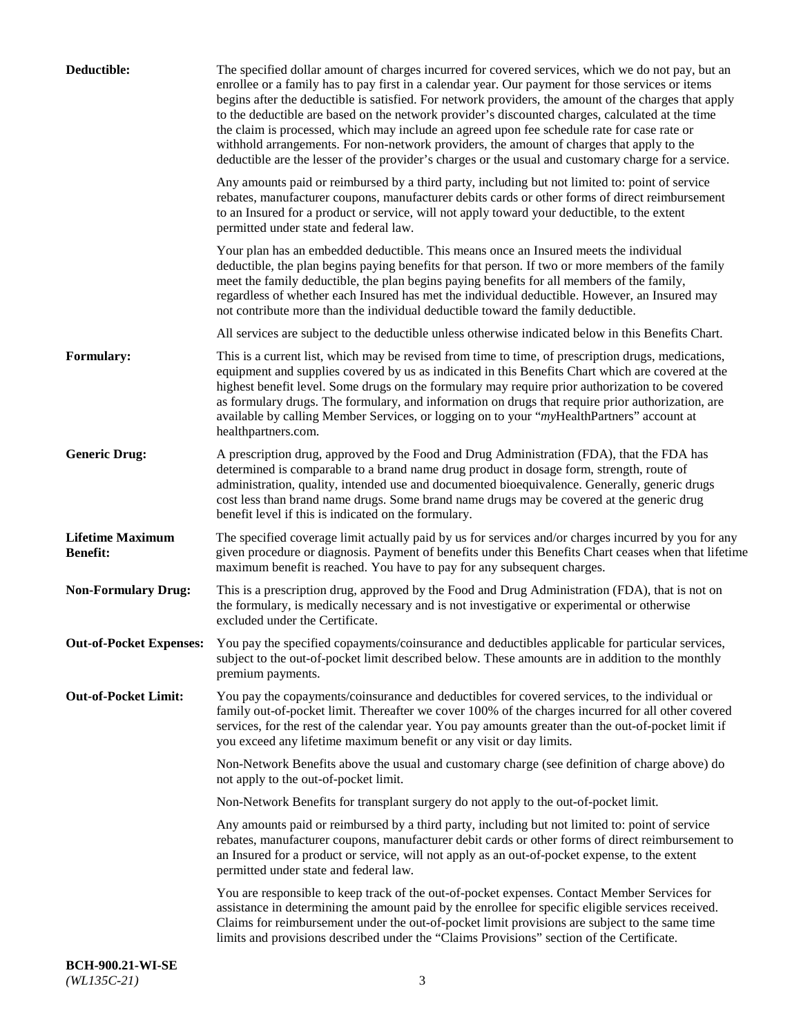**Deductible:** The specified dollar amount of charges incurred for covered services, which we do not pay, but an enrollee or a family has to pay first in a calendar year. Our payment for those services or items begins after the deductible is satisfied. For network providers, the amount of the charges that apply to the deductible are based on the network provider's discounted charges, calculated at the time the claim is processed, which may include an agreed upon fee schedule rate for case rate or withhold arrangements. For non-network providers, the amount of charges that apply to the deductible are the lesser of the provider's charges or the usual and customary charge for a service.

Any amounts paid or reimbursed by a third party, including but not limited to: point of service rebates, manufacturer coupons, manufacturer debits cards or other forms of direct reimbursement to an Insured for a product or service, will not apply toward your deductible, to the extent permitted under state and federal law.

Your plan has an embedded deductible. This means once an Insured meets the individual deductible, the plan begins paying benefits for that person. If two or more members of the family meet the family deductible, the plan begins paying benefits for all members of the family, regardless of whether each Insured has met the individual deductible. However, an Insured may not contribute more than the individual deductible toward the family deductible.

All services are subject to the deductible unless otherwise indicated below in this Benefits Chart.

**Formulary:** This is a current list, which may be revised from time to time, of prescription drugs, medications, equipment and supplies covered by us as indicated in this Benefits Chart which are covered at the highest benefit level. Some drugs on the formulary may require prior authorization to be covered as formulary drugs. The formulary, and information on drugs that require prior authorization, are available by calling Member Services, or logging on to your "*my*HealthPartners" account at healthpartners.com.

**Generic Drug:** A prescription drug, approved by the Food and Drug Administration (FDA), that the FDA has determined is comparable to a brand name drug product in dosage form, strength, route of administration, quality, intended use and documented bioequivalence. Generally, generic drugs cost less than brand name drugs. Some brand name drugs may be covered at the generic drug benefit level if this is indicated on the formulary.

**Lifetime Maximum Benefit:** The specified coverage limit actually paid by us for services and/or charges incurred by you for any given procedure or diagnosis. Payment of benefits under this Benefits Chart ceases when that lifetime maximum benefit is reached. You have to pay for any subsequent charges.

**Non-Formulary Drug:** This is a prescription drug, approved by the Food and Drug Administration (FDA), that is not on the formulary, is medically necessary and is not investigative or experimental or otherwise excluded under the Certificate.

**Out-of-Pocket Expenses:** You pay the specified copayments/coinsurance and deductibles applicable for particular services, subject to the out-of-pocket limit described below. These amounts are in addition to the monthly premium payments.

**Out-of-Pocket Limit:** You pay the copayments/coinsurance and deductibles for covered services, to the individual or family out-of-pocket limit. Thereafter we cover 100% of the charges incurred for all other covered services, for the rest of the calendar year. You pay amounts greater than the out-of-pocket limit if you exceed any lifetime maximum benefit or any visit or day limits.

Non-Network Benefits above the usual and customary charge (see definition of charge above) do not apply to the out-of-pocket limit.

Non-Network Benefits for transplant surgery do not apply to the out-of-pocket limit.

Any amounts paid or reimbursed by a third party, including but not limited to: point of service rebates, manufacturer coupons, manufacturer debit cards or other forms of direct reimbursement to an Insured for a product or service, will not apply as an out-of-pocket expense, to the extent permitted under state and federal law.

You are responsible to keep track of the out-of-pocket expenses. Contact Member Services for assistance in determining the amount paid by the enrollee for specific eligible services received. Claims for reimbursement under the out-of-pocket limit provisions are subject to the same time limits and provisions described under the "Claims Provisions" section of the Certificate.

**BCH-900.21-WI-SE**
*(WL135C-21)*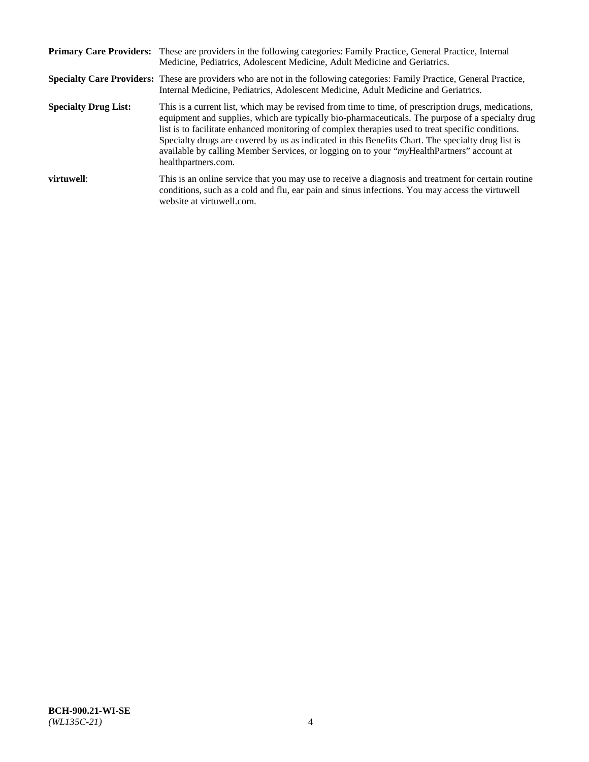**Primary Care Providers:** These are providers in the following categories: Family Practice, General Practice, Internal Medicine, Pediatrics, Adolescent Medicine, Adult Medicine and Geriatrics.

**Specialty Care Providers:** These are providers who are not in the following categories: Family Practice, General Practice, Internal Medicine, Pediatrics, Adolescent Medicine, Adult Medicine and Geriatrics.

**Specialty Drug List:** This is a current list, which may be revised from time to time, of prescription drugs, medications, equipment and supplies, which are typically bio-pharmaceuticals. The purpose of a specialty drug list is to facilitate enhanced monitoring of complex therapies used to treat specific conditions. Specialty drugs are covered by us as indicated in this Benefits Chart. The specialty drug list is available by calling Member Services, or logging on to your "*my*HealthPartners" account at healthpartners.com.

**virtuwell**: This is an online service that you may use to receive a diagnosis and treatment for certain routine conditions, such as a cold and flu, ear pain and sinus infections. You may access the virtuwell website at virtuwell.com.

**BCH-900.21-WI-SE**
*(WL135C-21)*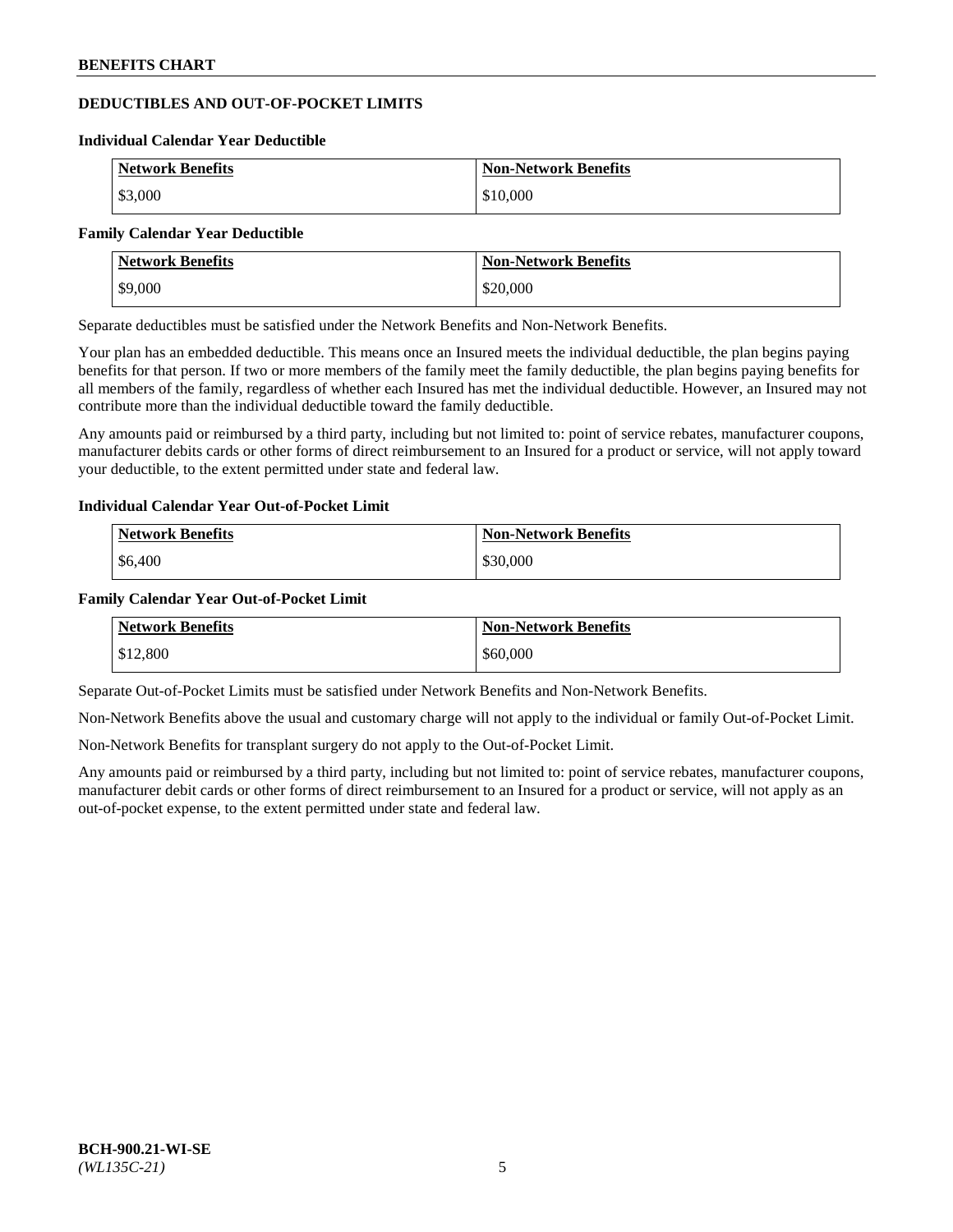## DEDUCTIBLES AND OUT-OF-POCKET LIMITS

### Individual Calendar Year Deductible

| Network Benefits | Non-Network Benefits |
|---|---|
| \$3,000 | \$10,000 |

### Family Calendar Year Deductible

| Network Benefits | Non-Network Benefits |
|---|---|
| \$9,000 | \$20,000 |

Separate deductibles must be satisfied under the Network Benefits and Non-Network Benefits.

Your plan has an embedded deductible. This means once an Insured meets the individual deductible, the plan begins paying benefits for that person. If two or more members of the family meet the family deductible, the plan begins paying benefits for all members of the family, regardless of whether each Insured has met the individual deductible. However, an Insured may not contribute more than the individual deductible toward the family deductible.

Any amounts paid or reimbursed by a third party, including but not limited to: point of service rebates, manufacturer coupons, manufacturer debits cards or other forms of direct reimbursement to an Insured for a product or service, will not apply toward your deductible, to the extent permitted under state and federal law.

### Individual Calendar Year Out-of-Pocket Limit

| Network Benefits | Non-Network Benefits |
|---|---|
| \$6,400 | \$30,000 |

### Family Calendar Year Out-of-Pocket Limit

| Network Benefits | Non-Network Benefits |
|---|---|
| \$12,800 | \$60,000 |

Separate Out-of-Pocket Limits must be satisfied under Network Benefits and Non-Network Benefits.

Non-Network Benefits above the usual and customary charge will not apply to the individual or family Out-of-Pocket Limit.

Non-Network Benefits for transplant surgery do not apply to the Out-of-Pocket Limit.

Any amounts paid or reimbursed by a third party, including but not limited to: point of service rebates, manufacturer coupons, manufacturer debit cards or other forms of direct reimbursement to an Insured for a product or service, will not apply as an out-of-pocket expense, to the extent permitted under state and federal law.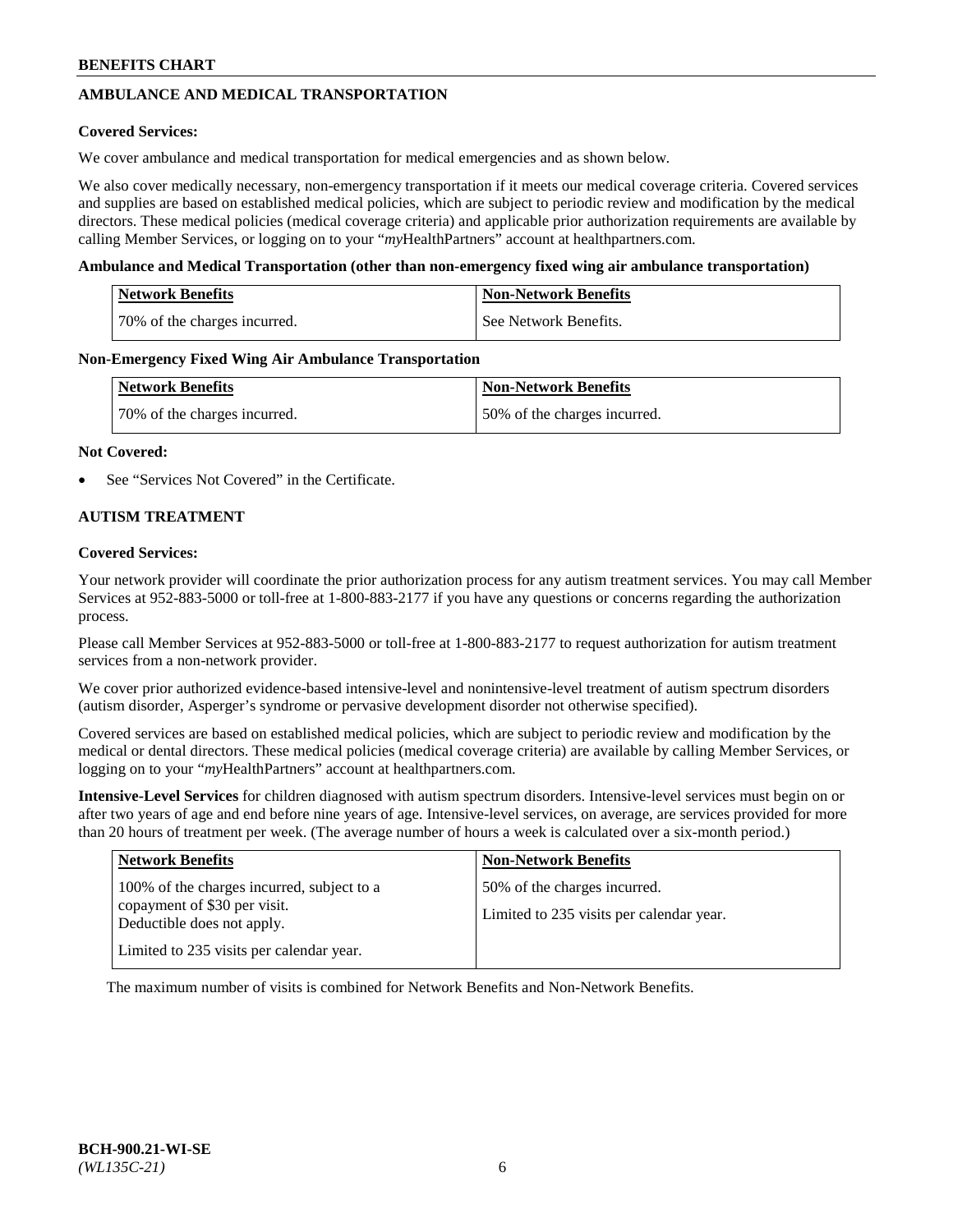## AMBULANCE AND MEDICAL TRANSPORTATION

**Covered Services:**

We cover ambulance and medical transportation for medical emergencies and as shown below.

We also cover medically necessary, non-emergency transportation if it meets our medical coverage criteria. Covered services and supplies are based on established medical policies, which are subject to periodic review and modification by the medical directors. These medical policies (medical coverage criteria) and applicable prior authorization requirements are available by calling Member Services, or logging on to your "*my*HealthPartners" account at healthpartners.com.

**Ambulance and Medical Transportation (other than non-emergency fixed wing air ambulance transportation)**

| Network Benefits | Non-Network Benefits |
|---|---|
| 70% of the charges incurred. | See Network Benefits. |

**Non-Emergency Fixed Wing Air Ambulance Transportation**

| Network Benefits | Non-Network Benefits |
|---|---|
| 70% of the charges incurred. | 50% of the charges incurred. |

**Not Covered:**

- See "Services Not Covered" in the Certificate.

## AUTISM TREATMENT

**Covered Services:**

Your network provider will coordinate the prior authorization process for any autism treatment services. You may call Member Services at 952-883-5000 or toll-free at 1-800-883-2177 if you have any questions or concerns regarding the authorization process.

Please call Member Services at 952-883-5000 or toll-free at 1-800-883-2177 to request authorization for autism treatment services from a non-network provider.

We cover prior authorized evidence-based intensive-level and nonintensive-level treatment of autism spectrum disorders (autism disorder, Asperger's syndrome or pervasive development disorder not otherwise specified).

Covered services are based on established medical policies, which are subject to periodic review and modification by the medical or dental directors. These medical policies (medical coverage criteria) are available by calling Member Services, or logging on to your "*my*HealthPartners" account at healthpartners.com.

**Intensive-Level Services** for children diagnosed with autism spectrum disorders. Intensive-level services must begin on or after two years of age and end before nine years of age. Intensive-level services, on average, are services provided for more than 20 hours of treatment per week. (The average number of hours a week is calculated over a six-month period.)

| Network Benefits | Non-Network Benefits |
|---|---|
| 100% of the charges incurred, subject to a copayment of $30 per visit. Deductible does not apply.<br><br>Limited to 235 visits per calendar year. | 50% of the charges incurred.<br><br>Limited to 235 visits per calendar year. |

The maximum number of visits is combined for Network Benefits and Non-Network Benefits.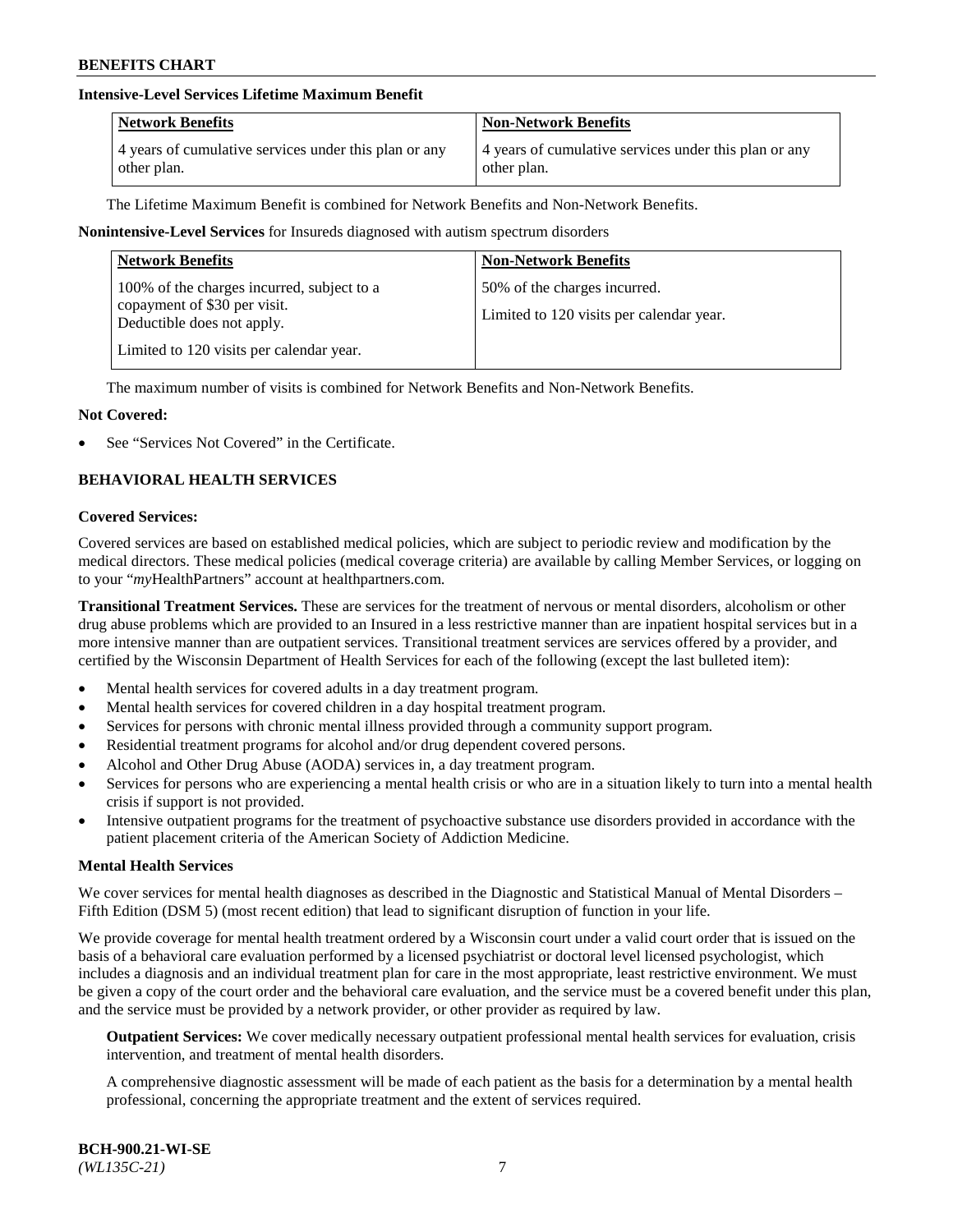**Intensive-Level Services Lifetime Maximum Benefit**

| Network Benefits | Non-Network Benefits |
| --- | --- |
| 4 years of cumulative services under this plan or any other plan. | 4 years of cumulative services under this plan or any other plan. |

The Lifetime Maximum Benefit is combined for Network Benefits and Non-Network Benefits.

**Nonintensive-Level Services** for Insureds diagnosed with autism spectrum disorders

| Network Benefits | Non-Network Benefits |
| --- | --- |
| 100% of the charges incurred, subject to a copayment of $30 per visit. Deductible does not apply.<br><br>Limited to 120 visits per calendar year. | 50% of the charges incurred.<br><br>Limited to 120 visits per calendar year. |

The maximum number of visits is combined for Network Benefits and Non-Network Benefits.

**Not Covered:**

- See "Services Not Covered" in the Certificate.

## BEHAVIORAL HEALTH SERVICES

**Covered Services:**

Covered services are based on established medical policies, which are subject to periodic review and modification by the medical directors. These medical policies (medical coverage criteria) are available by calling Member Services, or logging on to your "*my*HealthPartners" account at healthpartners.com.

**Transitional Treatment Services.** These are services for the treatment of nervous or mental disorders, alcoholism or other drug abuse problems which are provided to an Insured in a less restrictive manner than are inpatient hospital services but in a more intensive manner than are outpatient services. Transitional treatment services are services offered by a provider, and certified by the Wisconsin Department of Health Services for each of the following (except the last bulleted item):

- Mental health services for covered adults in a day treatment program.
- Mental health services for covered children in a day hospital treatment program.
- Services for persons with chronic mental illness provided through a community support program.
- Residential treatment programs for alcohol and/or drug dependent covered persons.
- Alcohol and Other Drug Abuse (AODA) services in, a day treatment program.
- Services for persons who are experiencing a mental health crisis or who are in a situation likely to turn into a mental health crisis if support is not provided.
- Intensive outpatient programs for the treatment of psychoactive substance use disorders provided in accordance with the patient placement criteria of the American Society of Addiction Medicine.

**Mental Health Services**

We cover services for mental health diagnoses as described in the Diagnostic and Statistical Manual of Mental Disorders – Fifth Edition (DSM 5) (most recent edition) that lead to significant disruption of function in your life.

We provide coverage for mental health treatment ordered by a Wisconsin court under a valid court order that is issued on the basis of a behavioral care evaluation performed by a licensed psychiatrist or doctoral level licensed psychologist, which includes a diagnosis and an individual treatment plan for care in the most appropriate, least restrictive environment. We must be given a copy of the court order and the behavioral care evaluation, and the service must be a covered benefit under this plan, and the service must be provided by a network provider, or other provider as required by law.

**Outpatient Services:** We cover medically necessary outpatient professional mental health services for evaluation, crisis intervention, and treatment of mental health disorders.

A comprehensive diagnostic assessment will be made of each patient as the basis for a determination by a mental health professional, concerning the appropriate treatment and the extent of services required.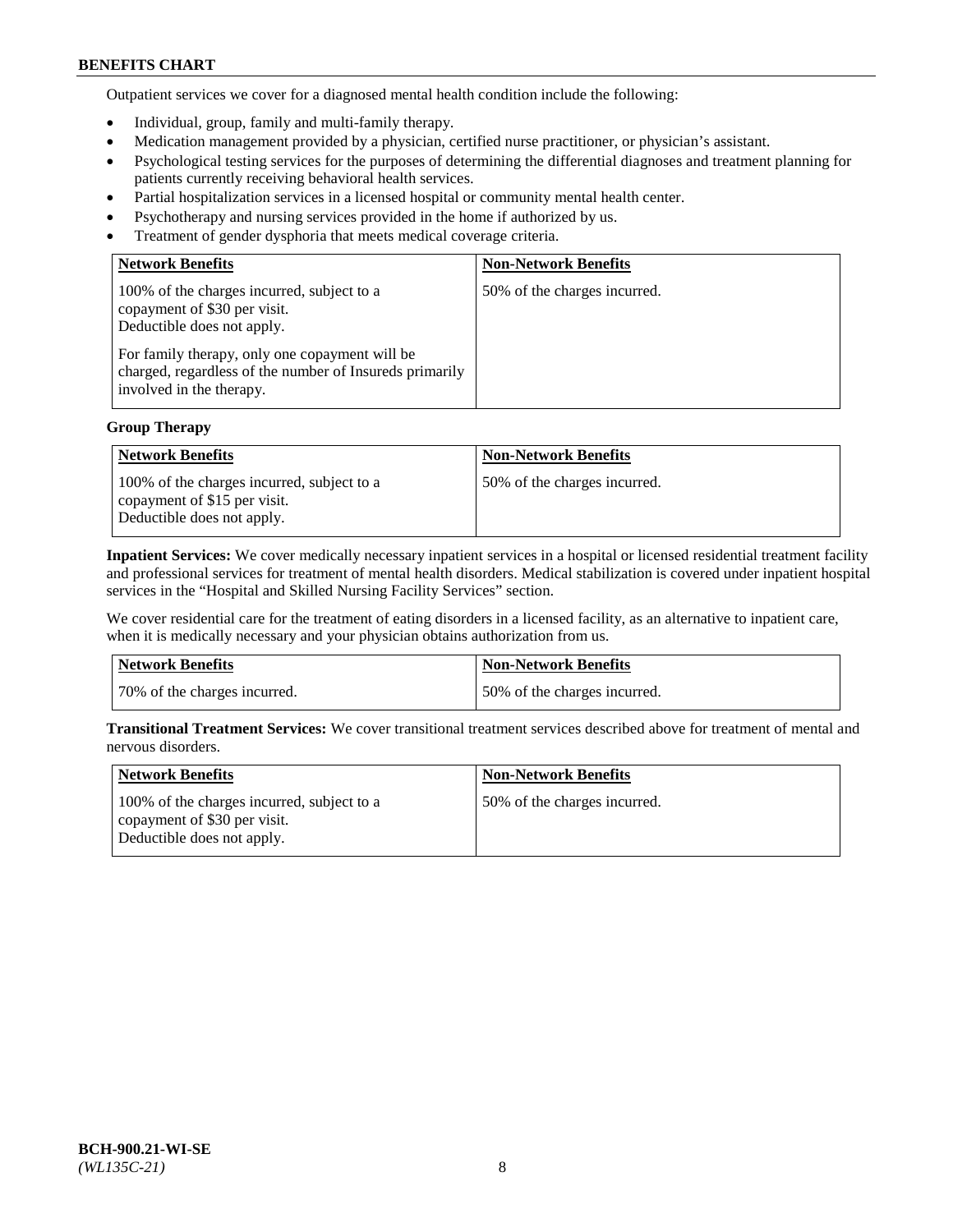Outpatient services we cover for a diagnosed mental health condition include the following:

- Individual, group, family and multi-family therapy.
- Medication management provided by a physician, certified nurse practitioner, or physician's assistant.
- Psychological testing services for the purposes of determining the differential diagnoses and treatment planning for patients currently receiving behavioral health services.
- Partial hospitalization services in a licensed hospital or community mental health center.
- Psychotherapy and nursing services provided in the home if authorized by us.
- Treatment of gender dysphoria that meets medical coverage criteria.

| Network Benefits | Non-Network Benefits |
|---|---|
| 100% of the charges incurred, subject to a copayment of $30 per visit. Deductible does not apply.<br><br>For family therapy, only one copayment will be charged, regardless of the number of Insureds primarily involved in the therapy. | 50% of the charges incurred. |

**Group Therapy**

| Network Benefits | Non-Network Benefits |
|---|---|
| 100% of the charges incurred, subject to a copayment of $15 per visit. Deductible does not apply. | 50% of the charges incurred. |

**Inpatient Services:** We cover medically necessary inpatient services in a hospital or licensed residential treatment facility and professional services for treatment of mental health disorders. Medical stabilization is covered under inpatient hospital services in the "Hospital and Skilled Nursing Facility Services" section.

We cover residential care for the treatment of eating disorders in a licensed facility, as an alternative to inpatient care, when it is medically necessary and your physician obtains authorization from us.

| Network Benefits | Non-Network Benefits |
|---|---|
| 70% of the charges incurred. | 50% of the charges incurred. |

**Transitional Treatment Services:** We cover transitional treatment services described above for treatment of mental and nervous disorders.

| Network Benefits | Non-Network Benefits |
|---|---|
| 100% of the charges incurred, subject to a copayment of $30 per visit. Deductible does not apply. | 50% of the charges incurred. |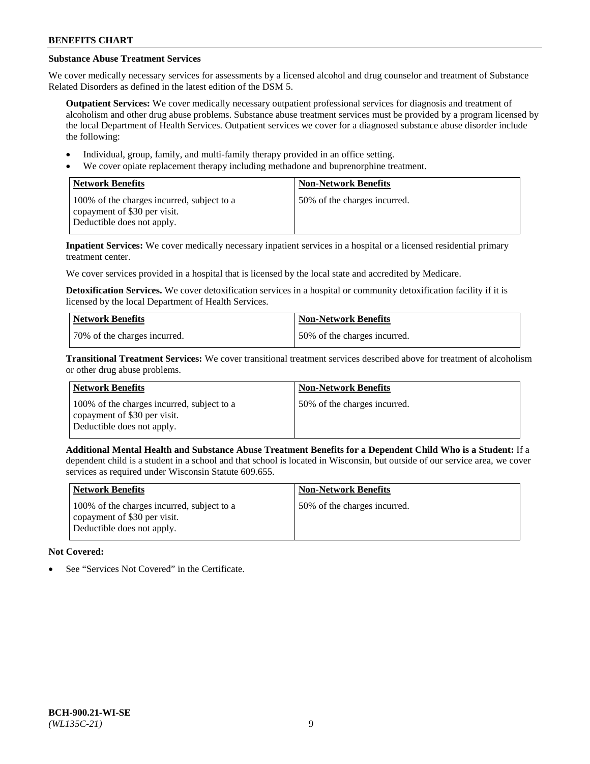**Substance Abuse Treatment Services**

We cover medically necessary services for assessments by a licensed alcohol and drug counselor and treatment of Substance Related Disorders as defined in the latest edition of the DSM 5.

**Outpatient Services:** We cover medically necessary outpatient professional services for diagnosis and treatment of alcoholism and other drug abuse problems. Substance abuse treatment services must be provided by a program licensed by the local Department of Health Services. Outpatient services we cover for a diagnosed substance abuse disorder include the following:

- Individual, group, family, and multi-family therapy provided in an office setting.
- We cover opiate replacement therapy including methadone and buprenorphine treatment.

| Network Benefits | Non-Network Benefits |
|---|---|
| 100% of the charges incurred, subject to a copayment of $30 per visit. Deductible does not apply. | 50% of the charges incurred. |

**Inpatient Services:** We cover medically necessary inpatient services in a hospital or a licensed residential primary treatment center.

We cover services provided in a hospital that is licensed by the local state and accredited by Medicare.

**Detoxification Services.** We cover detoxification services in a hospital or community detoxification facility if it is licensed by the local Department of Health Services.

| Network Benefits | Non-Network Benefits |
|---|---|
| 70% of the charges incurred. | 50% of the charges incurred. |

**Transitional Treatment Services:** We cover transitional treatment services described above for treatment of alcoholism or other drug abuse problems.

| Network Benefits | Non-Network Benefits |
|---|---|
| 100% of the charges incurred, subject to a copayment of $30 per visit. Deductible does not apply. | 50% of the charges incurred. |

**Additional Mental Health and Substance Abuse Treatment Benefits for a Dependent Child Who is a Student:** If a dependent child is a student in a school and that school is located in Wisconsin, but outside of our service area, we cover services as required under Wisconsin Statute 609.655.

| Network Benefits | Non-Network Benefits |
|---|---|
| 100% of the charges incurred, subject to a copayment of $30 per visit. Deductible does not apply. | 50% of the charges incurred. |

**Not Covered:**

- See "Services Not Covered" in the Certificate.

BCH-900.21-WI-SE
*(WL135C-21)*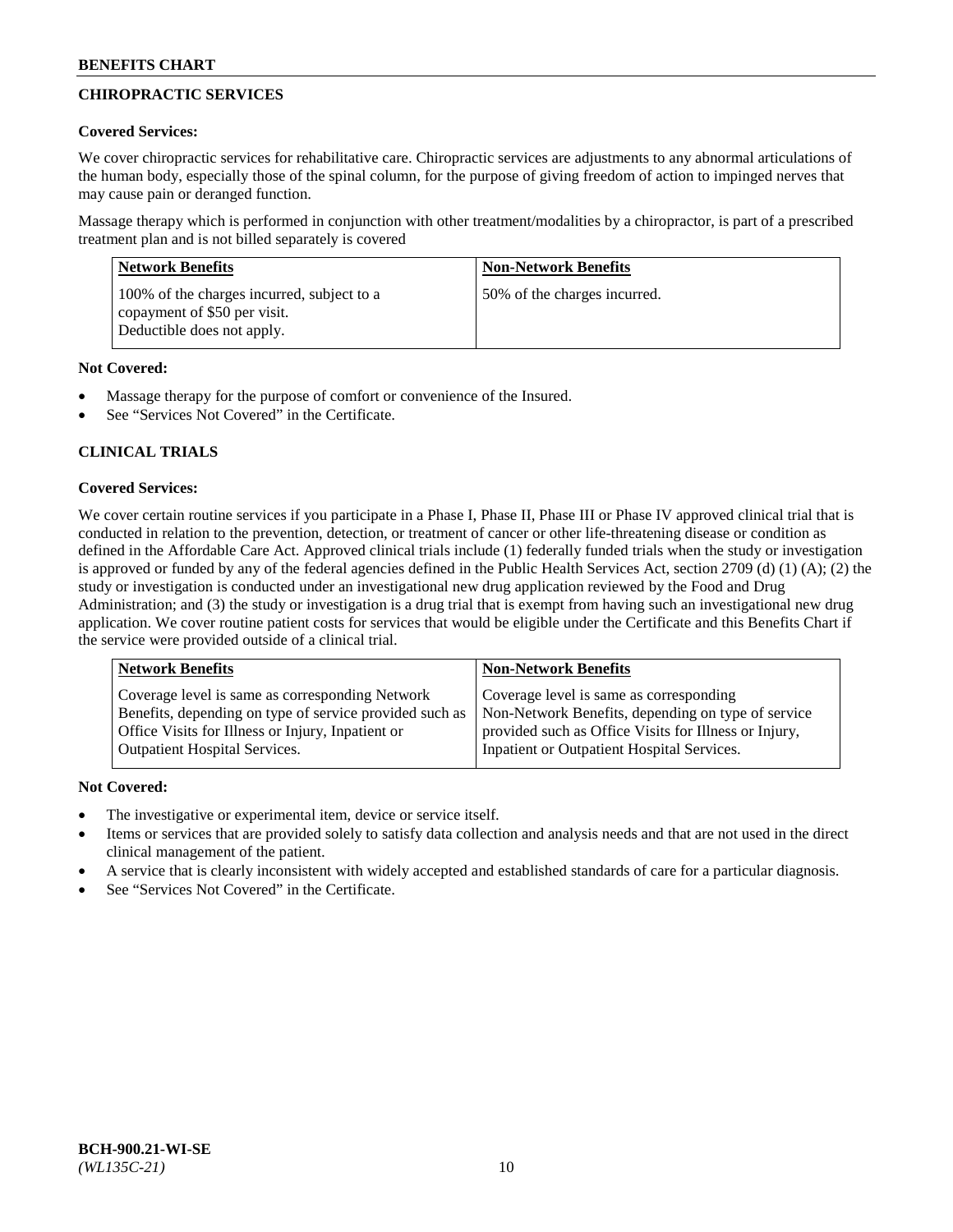## CHIROPRACTIC SERVICES

**Covered Services:**

We cover chiropractic services for rehabilitative care. Chiropractic services are adjustments to any abnormal articulations of the human body, especially those of the spinal column, for the purpose of giving freedom of action to impinged nerves that may cause pain or deranged function.

Massage therapy which is performed in conjunction with other treatment/modalities by a chiropractor, is part of a prescribed treatment plan and is not billed separately is covered

| Network Benefits | Non-Network Benefits |
|---|---|
| 100% of the charges incurred, subject to a copayment of $50 per visit. Deductible does not apply. | 50% of the charges incurred. |

**Not Covered:**

- Massage therapy for the purpose of comfort or convenience of the Insured.
- See "Services Not Covered" in the Certificate.

## CLINICAL TRIALS

**Covered Services:**

We cover certain routine services if you participate in a Phase I, Phase II, Phase III or Phase IV approved clinical trial that is conducted in relation to the prevention, detection, or treatment of cancer or other life-threatening disease or condition as defined in the Affordable Care Act. Approved clinical trials include (1) federally funded trials when the study or investigation is approved or funded by any of the federal agencies defined in the Public Health Services Act, section 2709 (d) (1) (A); (2) the study or investigation is conducted under an investigational new drug application reviewed by the Food and Drug Administration; and (3) the study or investigation is a drug trial that is exempt from having such an investigational new drug application. We cover routine patient costs for services that would be eligible under the Certificate and this Benefits Chart if the service were provided outside of a clinical trial.

| Network Benefits | Non-Network Benefits |
|---|---|
| Coverage level is same as corresponding Network Benefits, depending on type of service provided such as Office Visits for Illness or Injury, Inpatient or Outpatient Hospital Services. | Coverage level is same as corresponding Non-Network Benefits, depending on type of service provided such as Office Visits for Illness or Injury, Inpatient or Outpatient Hospital Services. |

**Not Covered:**

- The investigative or experimental item, device or service itself.
- Items or services that are provided solely to satisfy data collection and analysis needs and that are not used in the direct clinical management of the patient.
- A service that is clearly inconsistent with widely accepted and established standards of care for a particular diagnosis.
- See "Services Not Covered" in the Certificate.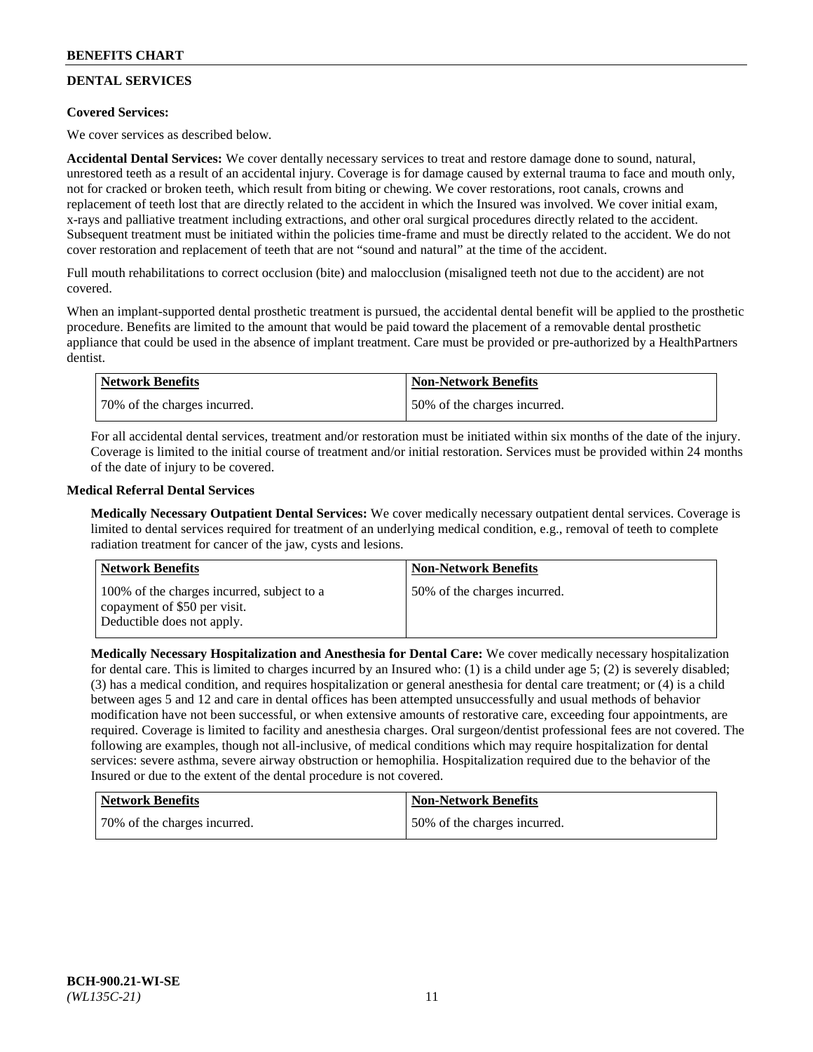## DENTAL SERVICES

**Covered Services:**

We cover services as described below.

**Accidental Dental Services:** We cover dentally necessary services to treat and restore damage done to sound, natural, unrestored teeth as a result of an accidental injury. Coverage is for damage caused by external trauma to face and mouth only, not for cracked or broken teeth, which result from biting or chewing. We cover restorations, root canals, crowns and replacement of teeth lost that are directly related to the accident in which the Insured was involved. We cover initial exam, x-rays and palliative treatment including extractions, and other oral surgical procedures directly related to the accident. Subsequent treatment must be initiated within the policies time-frame and must be directly related to the accident. We do not cover restoration and replacement of teeth that are not "sound and natural" at the time of the accident.

Full mouth rehabilitations to correct occlusion (bite) and malocclusion (misaligned teeth not due to the accident) are not covered.

When an implant-supported dental prosthetic treatment is pursued, the accidental dental benefit will be applied to the prosthetic procedure. Benefits are limited to the amount that would be paid toward the placement of a removable dental prosthetic appliance that could be used in the absence of implant treatment. Care must be provided or pre-authorized by a HealthPartners dentist.

| Network Benefits | Non-Network Benefits |
| --- | --- |
| 70% of the charges incurred. | 50% of the charges incurred. |

For all accidental dental services, treatment and/or restoration must be initiated within six months of the date of the injury. Coverage is limited to the initial course of treatment and/or initial restoration. Services must be provided within 24 months of the date of injury to be covered.

**Medical Referral Dental Services**

**Medically Necessary Outpatient Dental Services:** We cover medically necessary outpatient dental services. Coverage is limited to dental services required for treatment of an underlying medical condition, e.g., removal of teeth to complete radiation treatment for cancer of the jaw, cysts and lesions.

| Network Benefits | Non-Network Benefits |
| --- | --- |
| 100% of the charges incurred, subject to a copayment of $50 per visit. Deductible does not apply. | 50% of the charges incurred. |

**Medically Necessary Hospitalization and Anesthesia for Dental Care:** We cover medically necessary hospitalization for dental care. This is limited to charges incurred by an Insured who: (1) is a child under age 5; (2) is severely disabled; (3) has a medical condition, and requires hospitalization or general anesthesia for dental care treatment; or (4) is a child between ages 5 and 12 and care in dental offices has been attempted unsuccessfully and usual methods of behavior modification have not been successful, or when extensive amounts of restorative care, exceeding four appointments, are required. Coverage is limited to facility and anesthesia charges. Oral surgeon/dentist professional fees are not covered. The following are examples, though not all-inclusive, of medical conditions which may require hospitalization for dental services: severe asthma, severe airway obstruction or hemophilia. Hospitalization required due to the behavior of the Insured or due to the extent of the dental procedure is not covered.

| Network Benefits | Non-Network Benefits |
| --- | --- |
| 70% of the charges incurred. | 50% of the charges incurred. |

BCH-900.21-WI-SE
*(WL135C-21)*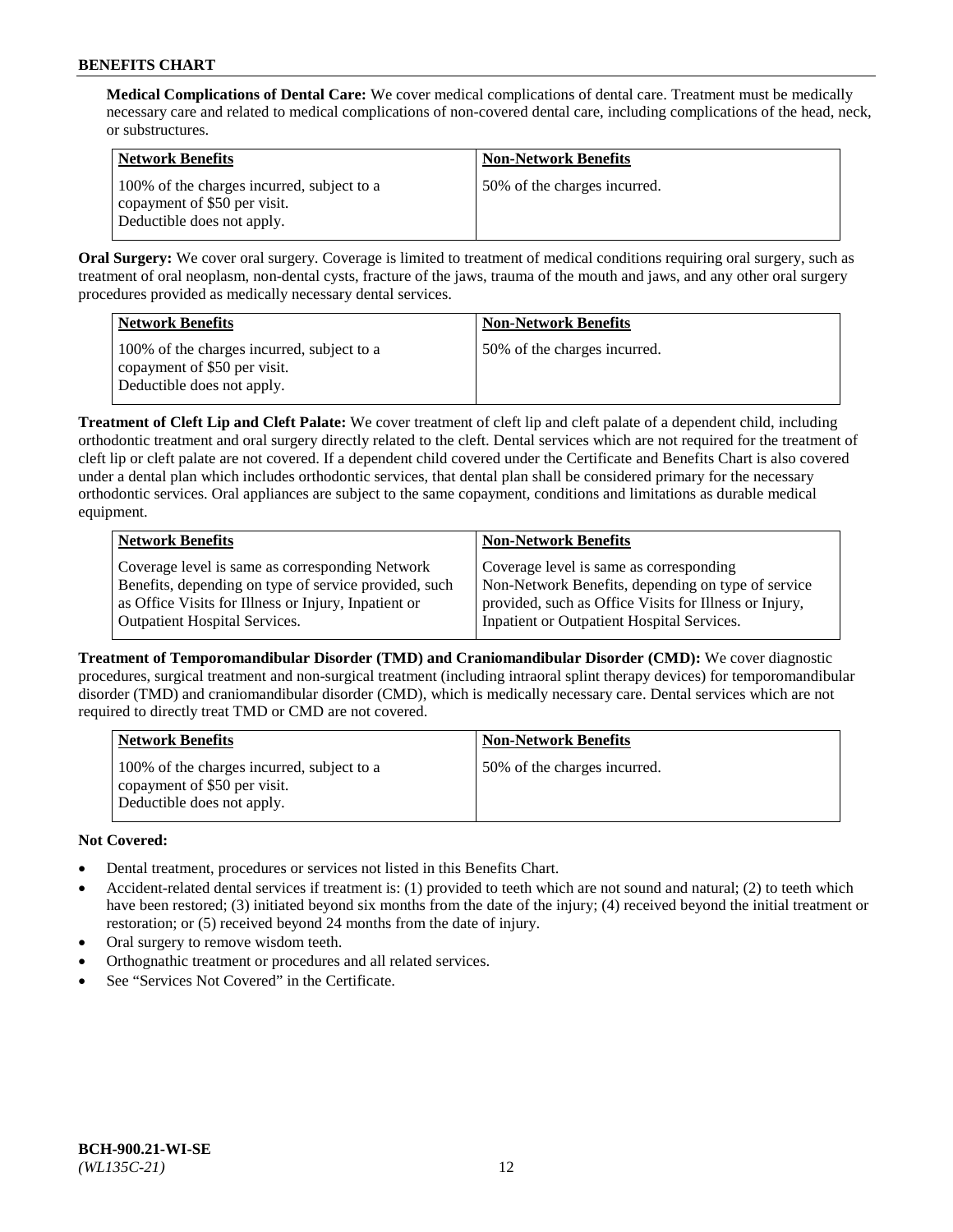**Medical Complications of Dental Care:** We cover medical complications of dental care. Treatment must be medically necessary care and related to medical complications of non-covered dental care, including complications of the head, neck, or substructures.

| Network Benefits | Non-Network Benefits |
|---|---|
| 100% of the charges incurred, subject to a copayment of $50 per visit. Deductible does not apply. | 50% of the charges incurred. |

**Oral Surgery:** We cover oral surgery. Coverage is limited to treatment of medical conditions requiring oral surgery, such as treatment of oral neoplasm, non-dental cysts, fracture of the jaws, trauma of the mouth and jaws, and any other oral surgery procedures provided as medically necessary dental services.

| Network Benefits | Non-Network Benefits |
|---|---|
| 100% of the charges incurred, subject to a copayment of $50 per visit. Deductible does not apply. | 50% of the charges incurred. |

**Treatment of Cleft Lip and Cleft Palate:** We cover treatment of cleft lip and cleft palate of a dependent child, including orthodontic treatment and oral surgery directly related to the cleft. Dental services which are not required for the treatment of cleft lip or cleft palate are not covered. If a dependent child covered under the Certificate and Benefits Chart is also covered under a dental plan which includes orthodontic services, that dental plan shall be considered primary for the necessary orthodontic services. Oral appliances are subject to the same copayment, conditions and limitations as durable medical equipment.

| Network Benefits | Non-Network Benefits |
|---|---|
| Coverage level is same as corresponding Network Benefits, depending on type of service provided, such as Office Visits for Illness or Injury, Inpatient or Outpatient Hospital Services. | Coverage level is same as corresponding Non-Network Benefits, depending on type of service provided, such as Office Visits for Illness or Injury, Inpatient or Outpatient Hospital Services. |

**Treatment of Temporomandibular Disorder (TMD) and Craniomandibular Disorder (CMD):** We cover diagnostic procedures, surgical treatment and non-surgical treatment (including intraoral splint therapy devices) for temporomandibular disorder (TMD) and craniomandibular disorder (CMD), which is medically necessary care. Dental services which are not required to directly treat TMD or CMD are not covered.

| Network Benefits | Non-Network Benefits |
|---|---|
| 100% of the charges incurred, subject to a copayment of $50 per visit. Deductible does not apply. | 50% of the charges incurred. |

**Not Covered:**

- Dental treatment, procedures or services not listed in this Benefits Chart.
- Accident-related dental services if treatment is: (1) provided to teeth which are not sound and natural; (2) to teeth which have been restored; (3) initiated beyond six months from the date of the injury; (4) received beyond the initial treatment or restoration; or (5) received beyond 24 months from the date of injury.
- Oral surgery to remove wisdom teeth.
- Orthognathic treatment or procedures and all related services.
- See "Services Not Covered" in the Certificate.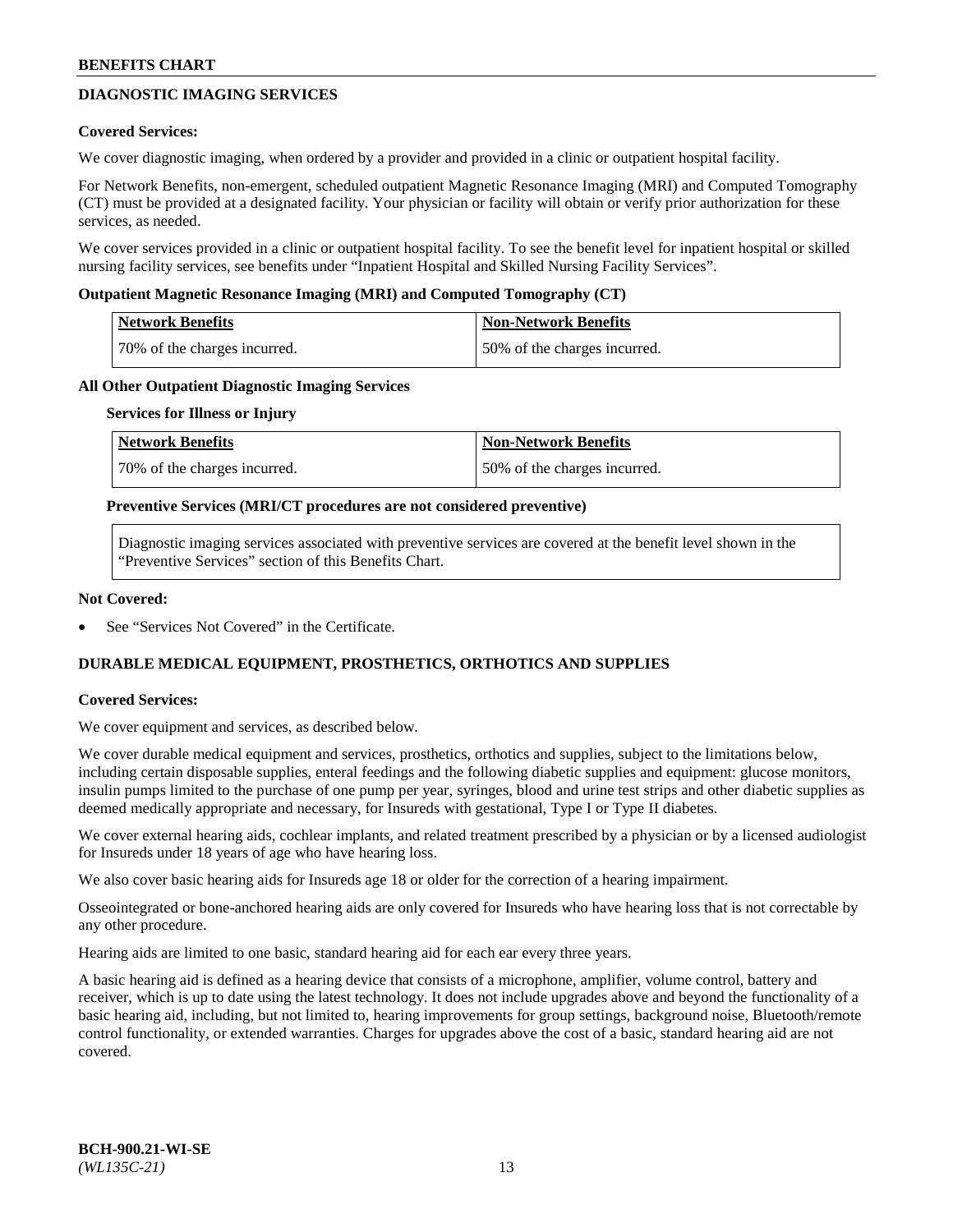## DIAGNOSTIC IMAGING SERVICES

**Covered Services:**

We cover diagnostic imaging, when ordered by a provider and provided in a clinic or outpatient hospital facility.

For Network Benefits, non-emergent, scheduled outpatient Magnetic Resonance Imaging (MRI) and Computed Tomography (CT) must be provided at a designated facility. Your physician or facility will obtain or verify prior authorization for these services, as needed.

We cover services provided in a clinic or outpatient hospital facility. To see the benefit level for inpatient hospital or skilled nursing facility services, see benefits under "Inpatient Hospital and Skilled Nursing Facility Services".

**Outpatient Magnetic Resonance Imaging (MRI) and Computed Tomography (CT)**

| Network Benefits | Non-Network Benefits |
|---|---|
| 70% of the charges incurred. | 50% of the charges incurred. |

**All Other Outpatient Diagnostic Imaging Services**

**Services for Illness or Injury**

| Network Benefits | Non-Network Benefits |
|---|---|
| 70% of the charges incurred. | 50% of the charges incurred. |

**Preventive Services (MRI/CT procedures are not considered preventive)**

Diagnostic imaging services associated with preventive services are covered at the benefit level shown in the "Preventive Services" section of this Benefits Chart.

**Not Covered:**

- See "Services Not Covered" in the Certificate.

## DURABLE MEDICAL EQUIPMENT, PROSTHETICS, ORTHOTICS AND SUPPLIES

**Covered Services:**

We cover equipment and services, as described below.

We cover durable medical equipment and services, prosthetics, orthotics and supplies, subject to the limitations below, including certain disposable supplies, enteral feedings and the following diabetic supplies and equipment: glucose monitors, insulin pumps limited to the purchase of one pump per year, syringes, blood and urine test strips and other diabetic supplies as deemed medically appropriate and necessary, for Insureds with gestational, Type I or Type II diabetes.

We cover external hearing aids, cochlear implants, and related treatment prescribed by a physician or by a licensed audiologist for Insureds under 18 years of age who have hearing loss.

We also cover basic hearing aids for Insureds age 18 or older for the correction of a hearing impairment.

Osseointegrated or bone-anchored hearing aids are only covered for Insureds who have hearing loss that is not correctable by any other procedure.

Hearing aids are limited to one basic, standard hearing aid for each ear every three years.

A basic hearing aid is defined as a hearing device that consists of a microphone, amplifier, volume control, battery and receiver, which is up to date using the latest technology. It does not include upgrades above and beyond the functionality of a basic hearing aid, including, but not limited to, hearing improvements for group settings, background noise, Bluetooth/remote control functionality, or extended warranties. Charges for upgrades above the cost of a basic, standard hearing aid are not covered.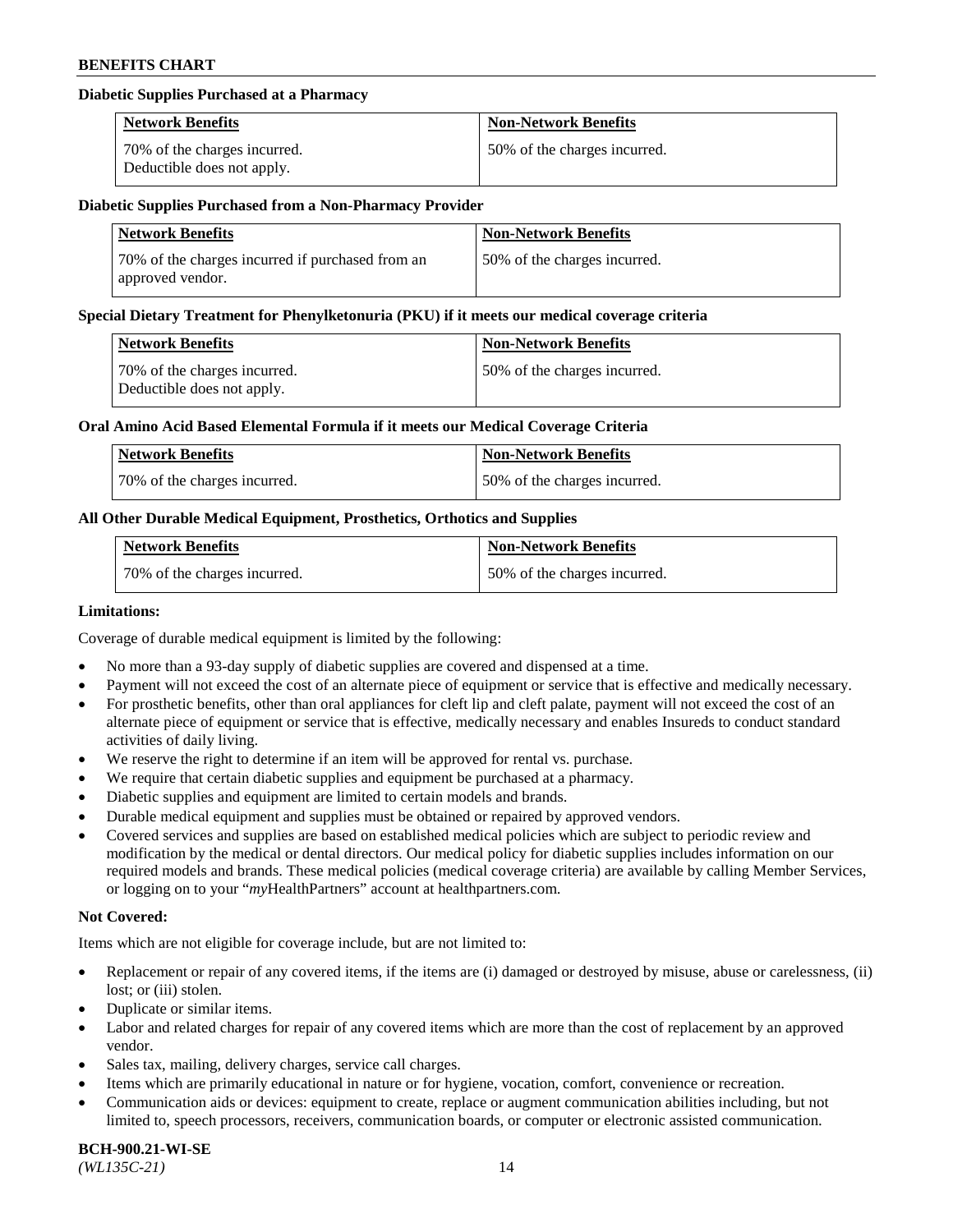**Diabetic Supplies Purchased at a Pharmacy**

| Network Benefits | Non-Network Benefits |
|---|---|
| 70% of the charges incurred. Deductible does not apply. | 50% of the charges incurred. |

**Diabetic Supplies Purchased from a Non-Pharmacy Provider**

| Network Benefits | Non-Network Benefits |
|---|---|
| 70% of the charges incurred if purchased from an approved vendor. | 50% of the charges incurred. |

**Special Dietary Treatment for Phenylketonuria (PKU) if it meets our medical coverage criteria**

| Network Benefits | Non-Network Benefits |
|---|---|
| 70% of the charges incurred. Deductible does not apply. | 50% of the charges incurred. |

**Oral Amino Acid Based Elemental Formula if it meets our Medical Coverage Criteria**

| Network Benefits | Non-Network Benefits |
|---|---|
| 70% of the charges incurred. | 50% of the charges incurred. |

**All Other Durable Medical Equipment, Prosthetics, Orthotics and Supplies**

| Network Benefits | Non-Network Benefits |
|---|---|
| 70% of the charges incurred. | 50% of the charges incurred. |

**Limitations:**

Coverage of durable medical equipment is limited by the following:

- No more than a 93-day supply of diabetic supplies are covered and dispensed at a time.
- Payment will not exceed the cost of an alternate piece of equipment or service that is effective and medically necessary.
- For prosthetic benefits, other than oral appliances for cleft lip and cleft palate, payment will not exceed the cost of an alternate piece of equipment or service that is effective, medically necessary and enables Insureds to conduct standard activities of daily living.
- We reserve the right to determine if an item will be approved for rental vs. purchase.
- We require that certain diabetic supplies and equipment be purchased at a pharmacy.
- Diabetic supplies and equipment are limited to certain models and brands.
- Durable medical equipment and supplies must be obtained or repaired by approved vendors.
- Covered services and supplies are based on established medical policies which are subject to periodic review and modification by the medical or dental directors. Our medical policy for diabetic supplies includes information on our required models and brands. These medical policies (medical coverage criteria) are available by calling Member Services, or logging on to your "*my*HealthPartners" account at healthpartners.com.

**Not Covered:**

Items which are not eligible for coverage include, but are not limited to:

- Replacement or repair of any covered items, if the items are (i) damaged or destroyed by misuse, abuse or carelessness, (ii) lost; or (iii) stolen.
- Duplicate or similar items.
- Labor and related charges for repair of any covered items which are more than the cost of replacement by an approved vendor.
- Sales tax, mailing, delivery charges, service call charges.
- Items which are primarily educational in nature or for hygiene, vocation, comfort, convenience or recreation.
- Communication aids or devices: equipment to create, replace or augment communication abilities including, but not limited to, speech processors, receivers, communication boards, or computer or electronic assisted communication.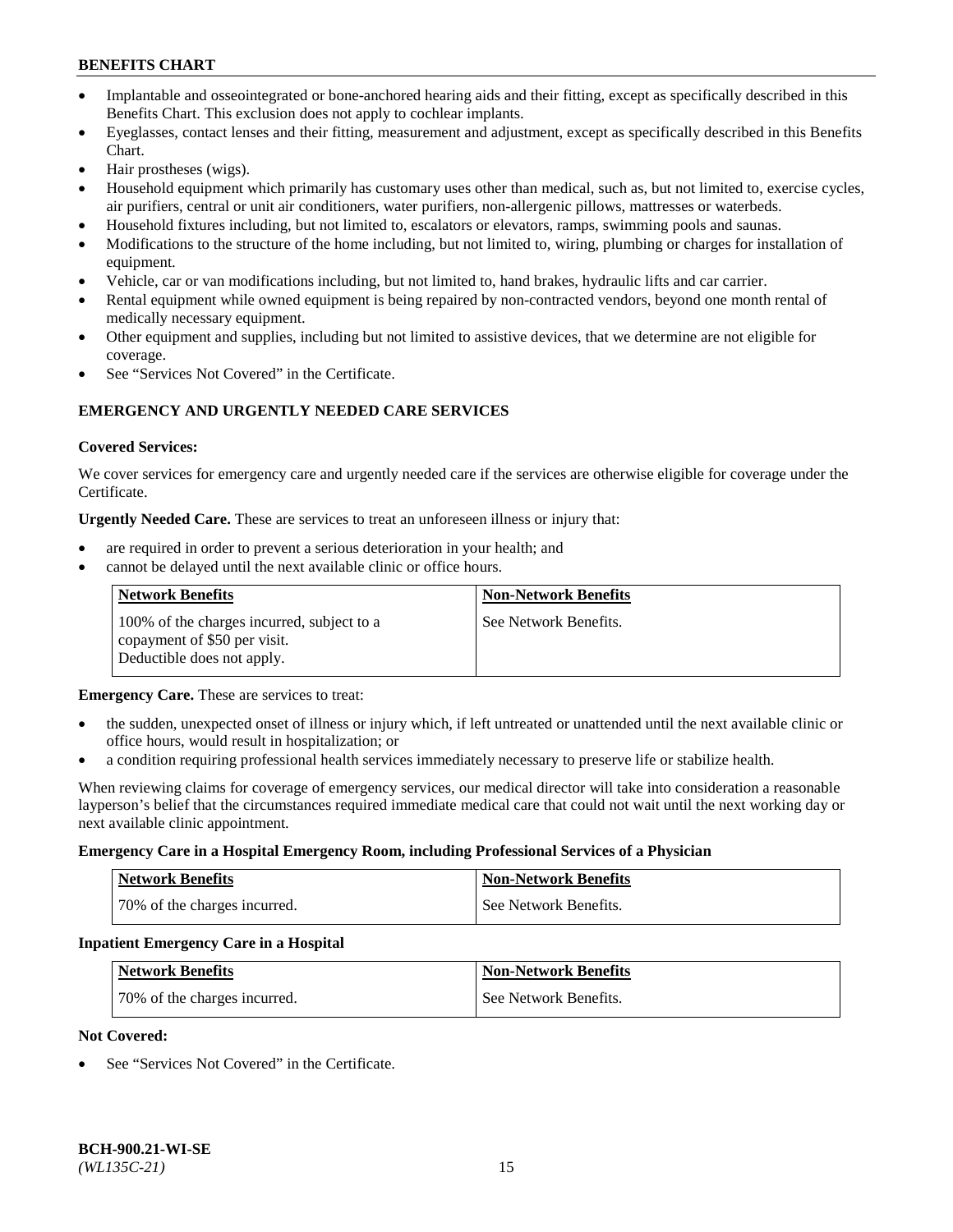- Implantable and osseointegrated or bone-anchored hearing aids and their fitting, except as specifically described in this Benefits Chart. This exclusion does not apply to cochlear implants.
- Eyeglasses, contact lenses and their fitting, measurement and adjustment, except as specifically described in this Benefits Chart.
- Hair prostheses (wigs).
- Household equipment which primarily has customary uses other than medical, such as, but not limited to, exercise cycles, air purifiers, central or unit air conditioners, water purifiers, non-allergenic pillows, mattresses or waterbeds.
- Household fixtures including, but not limited to, escalators or elevators, ramps, swimming pools and saunas.
- Modifications to the structure of the home including, but not limited to, wiring, plumbing or charges for installation of equipment.
- Vehicle, car or van modifications including, but not limited to, hand brakes, hydraulic lifts and car carrier.
- Rental equipment while owned equipment is being repaired by non-contracted vendors, beyond one month rental of medically necessary equipment.
- Other equipment and supplies, including but not limited to assistive devices, that we determine are not eligible for coverage.
- See "Services Not Covered" in the Certificate.

## EMERGENCY AND URGENTLY NEEDED CARE SERVICES

**Covered Services:**

We cover services for emergency care and urgently needed care if the services are otherwise eligible for coverage under the Certificate.

**Urgently Needed Care.** These are services to treat an unforeseen illness or injury that:

- are required in order to prevent a serious deterioration in your health; and
- cannot be delayed until the next available clinic or office hours.

| Network Benefits | Non-Network Benefits |
|---|---|
| 100% of the charges incurred, subject to a copayment of $50 per visit. Deductible does not apply. | See Network Benefits. |

**Emergency Care.** These are services to treat:

- the sudden, unexpected onset of illness or injury which, if left untreated or unattended until the next available clinic or office hours, would result in hospitalization; or
- a condition requiring professional health services immediately necessary to preserve life or stabilize health.

When reviewing claims for coverage of emergency services, our medical director will take into consideration a reasonable layperson's belief that the circumstances required immediate medical care that could not wait until the next working day or next available clinic appointment.

**Emergency Care in a Hospital Emergency Room, including Professional Services of a Physician**

| Network Benefits | Non-Network Benefits |
|---|---|
| 70% of the charges incurred. | See Network Benefits. |

**Inpatient Emergency Care in a Hospital**

| Network Benefits | Non-Network Benefits |
|---|---|
| 70% of the charges incurred. | See Network Benefits. |

**Not Covered:**

- See "Services Not Covered" in the Certificate.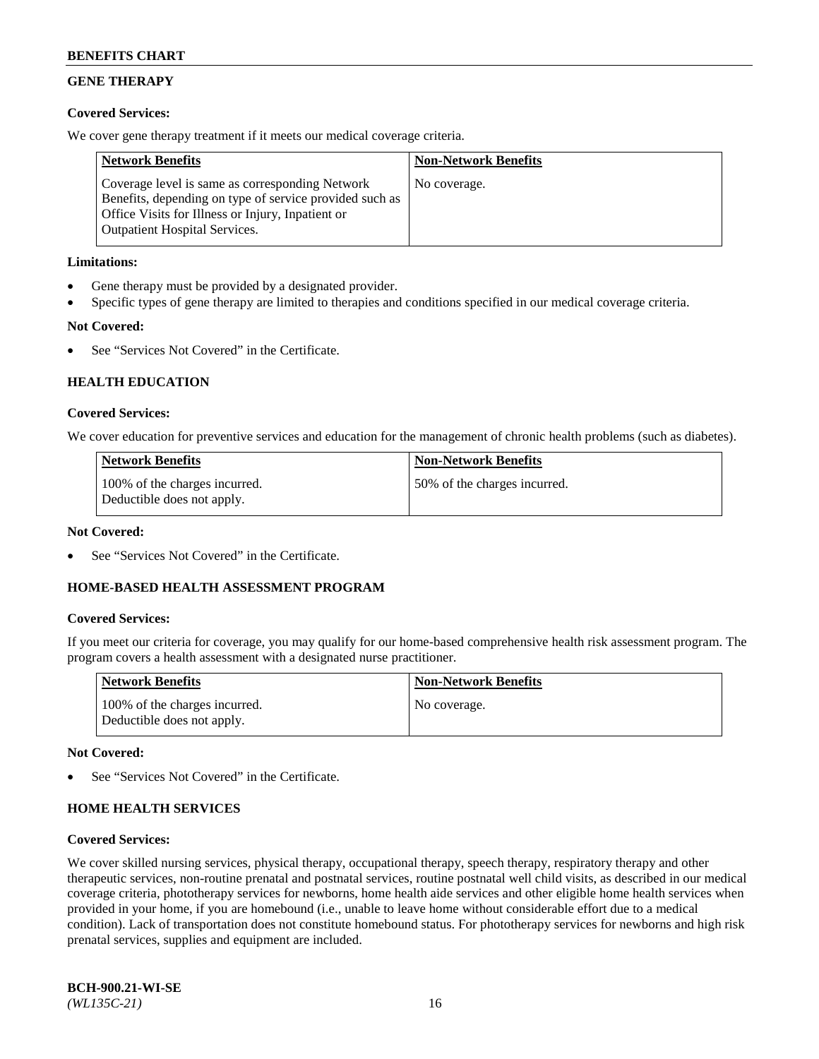## GENE THERAPY

**Covered Services:**

We cover gene therapy treatment if it meets our medical coverage criteria.

| Network Benefits | Non-Network Benefits |
| --- | --- |
| Coverage level is same as corresponding Network Benefits, depending on type of service provided such as Office Visits for Illness or Injury, Inpatient or Outpatient Hospital Services. | No coverage. |

**Limitations:**

- Gene therapy must be provided by a designated provider.
- Specific types of gene therapy are limited to therapies and conditions specified in our medical coverage criteria.

**Not Covered:**

- See "Services Not Covered" in the Certificate.

## HEALTH EDUCATION

**Covered Services:**

We cover education for preventive services and education for the management of chronic health problems (such as diabetes).

| Network Benefits | Non-Network Benefits |
| --- | --- |
| 100% of the charges incurred. Deductible does not apply. | 50% of the charges incurred. |

**Not Covered:**

- See "Services Not Covered" in the Certificate.

## HOME-BASED HEALTH ASSESSMENT PROGRAM

**Covered Services:**

If you meet our criteria for coverage, you may qualify for our home-based comprehensive health risk assessment program. The program covers a health assessment with a designated nurse practitioner.

| Network Benefits | Non-Network Benefits |
| --- | --- |
| 100% of the charges incurred. Deductible does not apply. | No coverage. |

**Not Covered:**

- See "Services Not Covered" in the Certificate.

## HOME HEALTH SERVICES

**Covered Services:**

We cover skilled nursing services, physical therapy, occupational therapy, speech therapy, respiratory therapy and other therapeutic services, non-routine prenatal and postnatal services, routine postnatal well child visits, as described in our medical coverage criteria, phototherapy services for newborns, home health aide services and other eligible home health services when provided in your home, if you are homebound (i.e., unable to leave home without considerable effort due to a medical condition). Lack of transportation does not constitute homebound status. For phototherapy services for newborns and high risk prenatal services, supplies and equipment are included.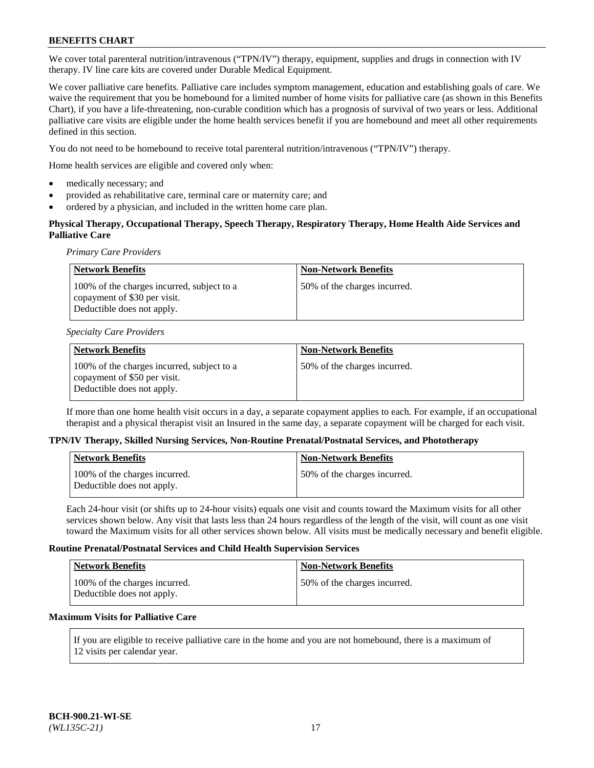We cover total parenteral nutrition/intravenous ("TPN/IV") therapy, equipment, supplies and drugs in connection with IV therapy. IV line care kits are covered under Durable Medical Equipment.

We cover palliative care benefits. Palliative care includes symptom management, education and establishing goals of care. We waive the requirement that you be homebound for a limited number of home visits for palliative care (as shown in this Benefits Chart), if you have a life-threatening, non-curable condition which has a prognosis of survival of two years or less. Additional palliative care visits are eligible under the home health services benefit if you are homebound and meet all other requirements defined in this section.

You do not need to be homebound to receive total parenteral nutrition/intravenous ("TPN/IV") therapy.

Home health services are eligible and covered only when:

- medically necessary; and
- provided as rehabilitative care, terminal care or maternity care; and
- ordered by a physician, and included in the written home care plan.

**Physical Therapy, Occupational Therapy, Speech Therapy, Respiratory Therapy, Home Health Aide Services and Palliative Care**

*Primary Care Providers*

| Network Benefits | Non-Network Benefits |
|---|---|
| 100% of the charges incurred, subject to a copayment of $30 per visit. Deductible does not apply. | 50% of the charges incurred. |

*Specialty Care Providers*

| Network Benefits | Non-Network Benefits |
|---|---|
| 100% of the charges incurred, subject to a copayment of $50 per visit. Deductible does not apply. | 50% of the charges incurred. |

If more than one home health visit occurs in a day, a separate copayment applies to each. For example, if an occupational therapist and a physical therapist visit an Insured in the same day, a separate copayment will be charged for each visit.

**TPN/IV Therapy, Skilled Nursing Services, Non-Routine Prenatal/Postnatal Services, and Phototherapy**

| Network Benefits | Non-Network Benefits |
|---|---|
| 100% of the charges incurred. Deductible does not apply. | 50% of the charges incurred. |

Each 24-hour visit (or shifts up to 24-hour visits) equals one visit and counts toward the Maximum visits for all other services shown below. Any visit that lasts less than 24 hours regardless of the length of the visit, will count as one visit toward the Maximum visits for all other services shown below. All visits must be medically necessary and benefit eligible.

**Routine Prenatal/Postnatal Services and Child Health Supervision Services**

| Network Benefits | Non-Network Benefits |
|---|---|
| 100% of the charges incurred. Deductible does not apply. | 50% of the charges incurred. |

**Maximum Visits for Palliative Care**

If you are eligible to receive palliative care in the home and you are not homebound, there is a maximum of 12 visits per calendar year.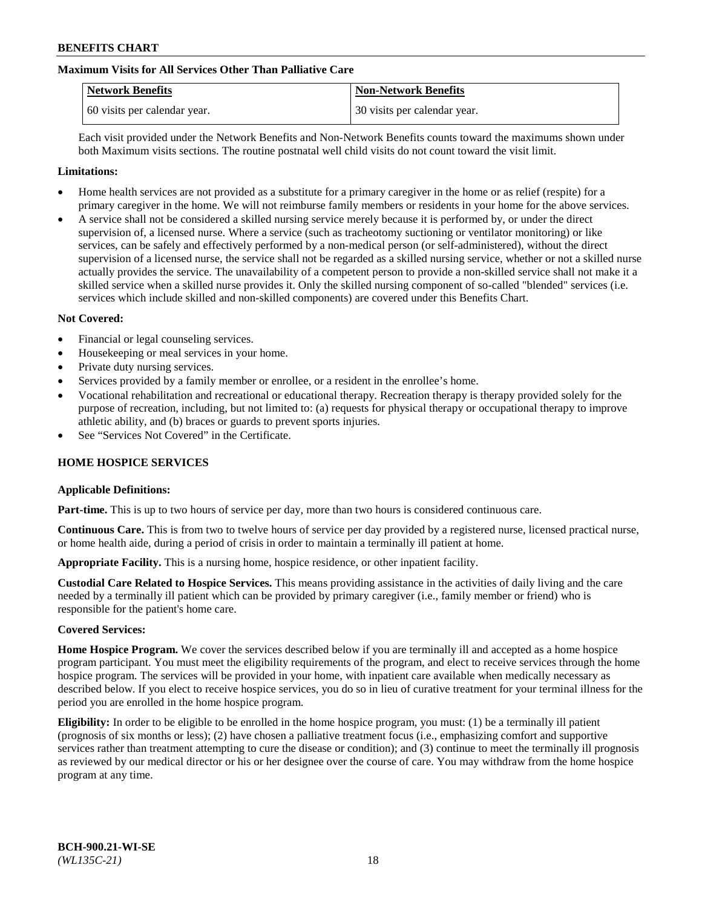**Maximum Visits for All Services Other Than Palliative Care**

| Network Benefits | Non-Network Benefits |
| --- | --- |
| 60 visits per calendar year. | 30 visits per calendar year. |

Each visit provided under the Network Benefits and Non-Network Benefits counts toward the maximums shown under both Maximum visits sections. The routine postnatal well child visits do not count toward the visit limit.

**Limitations:**

- Home health services are not provided as a substitute for a primary caregiver in the home or as relief (respite) for a primary caregiver in the home. We will not reimburse family members or residents in your home for the above services.
- A service shall not be considered a skilled nursing service merely because it is performed by, or under the direct supervision of, a licensed nurse. Where a service (such as tracheotomy suctioning or ventilator monitoring) or like services, can be safely and effectively performed by a non-medical person (or self-administered), without the direct supervision of a licensed nurse, the service shall not be regarded as a skilled nursing service, whether or not a skilled nurse actually provides the service. The unavailability of a competent person to provide a non-skilled service shall not make it a skilled service when a skilled nurse provides it. Only the skilled nursing component of so-called "blended" services (i.e. services which include skilled and non-skilled components) are covered under this Benefits Chart.

**Not Covered:**

- Financial or legal counseling services.
- Housekeeping or meal services in your home.
- Private duty nursing services.
- Services provided by a family member or enrollee, or a resident in the enrollee's home.
- Vocational rehabilitation and recreational or educational therapy. Recreation therapy is therapy provided solely for the purpose of recreation, including, but not limited to: (a) requests for physical therapy or occupational therapy to improve athletic ability, and (b) braces or guards to prevent sports injuries.
- See "Services Not Covered" in the Certificate.

## HOME HOSPICE SERVICES

**Applicable Definitions:**

**Part-time.** This is up to two hours of service per day, more than two hours is considered continuous care.

**Continuous Care.** This is from two to twelve hours of service per day provided by a registered nurse, licensed practical nurse, or home health aide, during a period of crisis in order to maintain a terminally ill patient at home.

**Appropriate Facility.** This is a nursing home, hospice residence, or other inpatient facility.

**Custodial Care Related to Hospice Services.** This means providing assistance in the activities of daily living and the care needed by a terminally ill patient which can be provided by primary caregiver (i.e., family member or friend) who is responsible for the patient's home care.

**Covered Services:**

**Home Hospice Program.** We cover the services described below if you are terminally ill and accepted as a home hospice program participant. You must meet the eligibility requirements of the program, and elect to receive services through the home hospice program. The services will be provided in your home, with inpatient care available when medically necessary as described below. If you elect to receive hospice services, you do so in lieu of curative treatment for your terminal illness for the period you are enrolled in the home hospice program.

**Eligibility:** In order to be eligible to be enrolled in the home hospice program, you must: (1) be a terminally ill patient (prognosis of six months or less); (2) have chosen a palliative treatment focus (i.e., emphasizing comfort and supportive services rather than treatment attempting to cure the disease or condition); and (3) continue to meet the terminally ill prognosis as reviewed by our medical director or his or her designee over the course of care. You may withdraw from the home hospice program at any time.

BCH-900.21-WI-SE
*(WL135C-21)*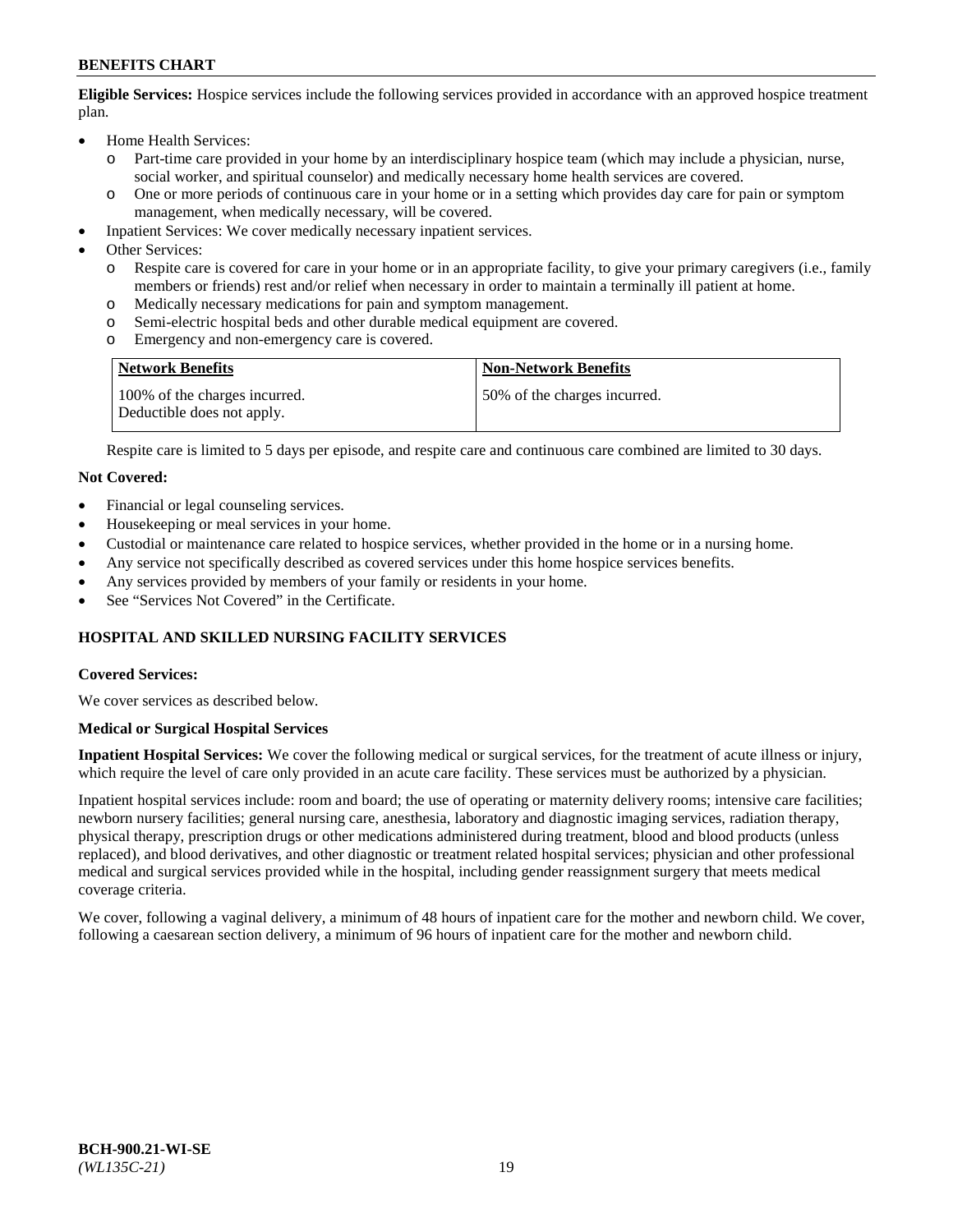**Eligible Services:** Hospice services include the following services provided in accordance with an approved hospice treatment plan.

- Home Health Services:
  - Part-time care provided in your home by an interdisciplinary hospice team (which may include a physician, nurse, social worker, and spiritual counselor) and medically necessary home health services are covered.
  - One or more periods of continuous care in your home or in a setting which provides day care for pain or symptom management, when medically necessary, will be covered.
- Inpatient Services: We cover medically necessary inpatient services.
- Other Services:
  - Respite care is covered for care in your home or in an appropriate facility, to give your primary caregivers (i.e., family members or friends) rest and/or relief when necessary in order to maintain a terminally ill patient at home.
  - Medically necessary medications for pain and symptom management.
  - Semi-electric hospital beds and other durable medical equipment are covered.
  - Emergency and non-emergency care is covered.

| Network Benefits | Non-Network Benefits |
|---|---|
| 100% of the charges incurred. Deductible does not apply. | 50% of the charges incurred. |

Respite care is limited to 5 days per episode, and respite care and continuous care combined are limited to 30 days.

**Not Covered:**

- Financial or legal counseling services.
- Housekeeping or meal services in your home.
- Custodial or maintenance care related to hospice services, whether provided in the home or in a nursing home.
- Any service not specifically described as covered services under this home hospice services benefits.
- Any services provided by members of your family or residents in your home.
- See "Services Not Covered" in the Certificate.

## HOSPITAL AND SKILLED NURSING FACILITY SERVICES

**Covered Services:**

We cover services as described below.

**Medical or Surgical Hospital Services**

**Inpatient Hospital Services:** We cover the following medical or surgical services, for the treatment of acute illness or injury, which require the level of care only provided in an acute care facility. These services must be authorized by a physician.

Inpatient hospital services include: room and board; the use of operating or maternity delivery rooms; intensive care facilities; newborn nursery facilities; general nursing care, anesthesia, laboratory and diagnostic imaging services, radiation therapy, physical therapy, prescription drugs or other medications administered during treatment, blood and blood products (unless replaced), and blood derivatives, and other diagnostic or treatment related hospital services; physician and other professional medical and surgical services provided while in the hospital, including gender reassignment surgery that meets medical coverage criteria.

We cover, following a vaginal delivery, a minimum of 48 hours of inpatient care for the mother and newborn child. We cover, following a caesarean section delivery, a minimum of 96 hours of inpatient care for the mother and newborn child.

**BCH-900.21-WI-SE**
*(WL135C-21)*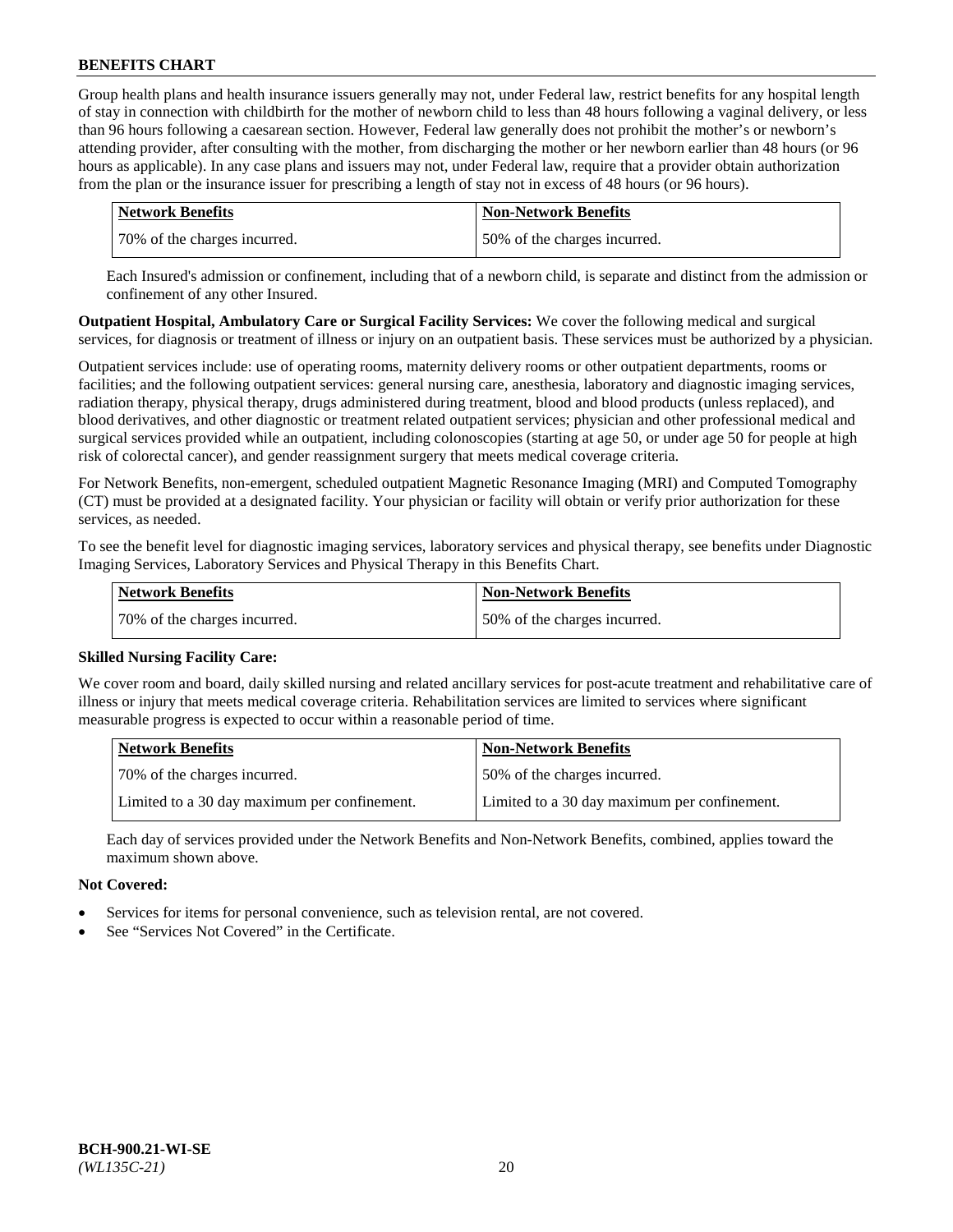Group health plans and health insurance issuers generally may not, under Federal law, restrict benefits for any hospital length of stay in connection with childbirth for the mother of newborn child to less than 48 hours following a vaginal delivery, or less than 96 hours following a caesarean section. However, Federal law generally does not prohibit the mother's or newborn's attending provider, after consulting with the mother, from discharging the mother or her newborn earlier than 48 hours (or 96 hours as applicable). In any case plans and issuers may not, under Federal law, require that a provider obtain authorization from the plan or the insurance issuer for prescribing a length of stay not in excess of 48 hours (or 96 hours).

| Network Benefits | Non-Network Benefits |
| --- | --- |
| 70% of the charges incurred. | 50% of the charges incurred. |

Each Insured's admission or confinement, including that of a newborn child, is separate and distinct from the admission or confinement of any other Insured.

**Outpatient Hospital, Ambulatory Care or Surgical Facility Services:** We cover the following medical and surgical services, for diagnosis or treatment of illness or injury on an outpatient basis. These services must be authorized by a physician.

Outpatient services include: use of operating rooms, maternity delivery rooms or other outpatient departments, rooms or facilities; and the following outpatient services: general nursing care, anesthesia, laboratory and diagnostic imaging services, radiation therapy, physical therapy, drugs administered during treatment, blood and blood products (unless replaced), and blood derivatives, and other diagnostic or treatment related outpatient services; physician and other professional medical and surgical services provided while an outpatient, including colonoscopies (starting at age 50, or under age 50 for people at high risk of colorectal cancer), and gender reassignment surgery that meets medical coverage criteria.

For Network Benefits, non-emergent, scheduled outpatient Magnetic Resonance Imaging (MRI) and Computed Tomography (CT) must be provided at a designated facility. Your physician or facility will obtain or verify prior authorization for these services, as needed.

To see the benefit level for diagnostic imaging services, laboratory services and physical therapy, see benefits under Diagnostic Imaging Services, Laboratory Services and Physical Therapy in this Benefits Chart.

| Network Benefits | Non-Network Benefits |
| --- | --- |
| 70% of the charges incurred. | 50% of the charges incurred. |

**Skilled Nursing Facility Care:**

We cover room and board, daily skilled nursing and related ancillary services for post-acute treatment and rehabilitative care of illness or injury that meets medical coverage criteria. Rehabilitation services are limited to services where significant measurable progress is expected to occur within a reasonable period of time.

| Network Benefits | Non-Network Benefits |
| --- | --- |
| 70% of the charges incurred. | 50% of the charges incurred. |
| Limited to a 30 day maximum per confinement. | Limited to a 30 day maximum per confinement. |

Each day of services provided under the Network Benefits and Non-Network Benefits, combined, applies toward the maximum shown above.

**Not Covered:**

- Services for items for personal convenience, such as television rental, are not covered.
- See "Services Not Covered" in the Certificate.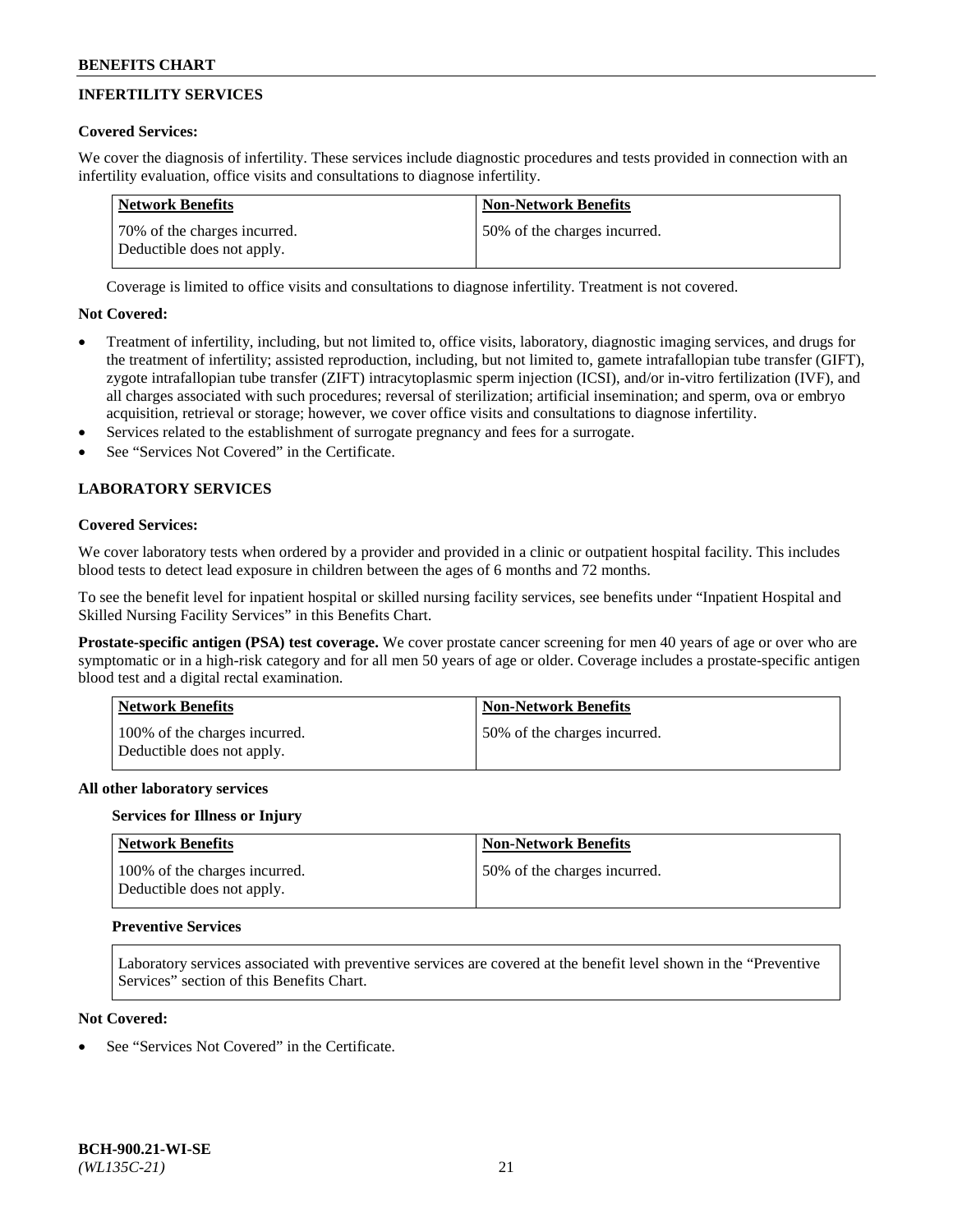## INFERTILITY SERVICES

**Covered Services:**

We cover the diagnosis of infertility. These services include diagnostic procedures and tests provided in connection with an infertility evaluation, office visits and consultations to diagnose infertility.

| Network Benefits | Non-Network Benefits |
| --- | --- |
| 70% of the charges incurred. Deductible does not apply. | 50% of the charges incurred. |

Coverage is limited to office visits and consultations to diagnose infertility. Treatment is not covered.

**Not Covered:**

- Treatment of infertility, including, but not limited to, office visits, laboratory, diagnostic imaging services, and drugs for the treatment of infertility; assisted reproduction, including, but not limited to, gamete intrafallopian tube transfer (GIFT), zygote intrafallopian tube transfer (ZIFT) intracytoplasmic sperm injection (ICSI), and/or in-vitro fertilization (IVF), and all charges associated with such procedures; reversal of sterilization; artificial insemination; and sperm, ova or embryo acquisition, retrieval or storage; however, we cover office visits and consultations to diagnose infertility.
- Services related to the establishment of surrogate pregnancy and fees for a surrogate.
- See "Services Not Covered" in the Certificate.

## LABORATORY SERVICES

**Covered Services:**

We cover laboratory tests when ordered by a provider and provided in a clinic or outpatient hospital facility. This includes blood tests to detect lead exposure in children between the ages of 6 months and 72 months.

To see the benefit level for inpatient hospital or skilled nursing facility services, see benefits under "Inpatient Hospital and Skilled Nursing Facility Services" in this Benefits Chart.

**Prostate-specific antigen (PSA) test coverage.** We cover prostate cancer screening for men 40 years of age or over who are symptomatic or in a high-risk category and for all men 50 years of age or older. Coverage includes a prostate-specific antigen blood test and a digital rectal examination.

| Network Benefits | Non-Network Benefits |
| --- | --- |
| 100% of the charges incurred. Deductible does not apply. | 50% of the charges incurred. |

**All other laboratory services**

**Services for Illness or Injury**

| Network Benefits | Non-Network Benefits |
| --- | --- |
| 100% of the charges incurred. Deductible does not apply. | 50% of the charges incurred. |

**Preventive Services**

Laboratory services associated with preventive services are covered at the benefit level shown in the "Preventive Services" section of this Benefits Chart.

**Not Covered:**

- See "Services Not Covered" in the Certificate.

BCH-900.21-WI-SE
*(WL135C-21)*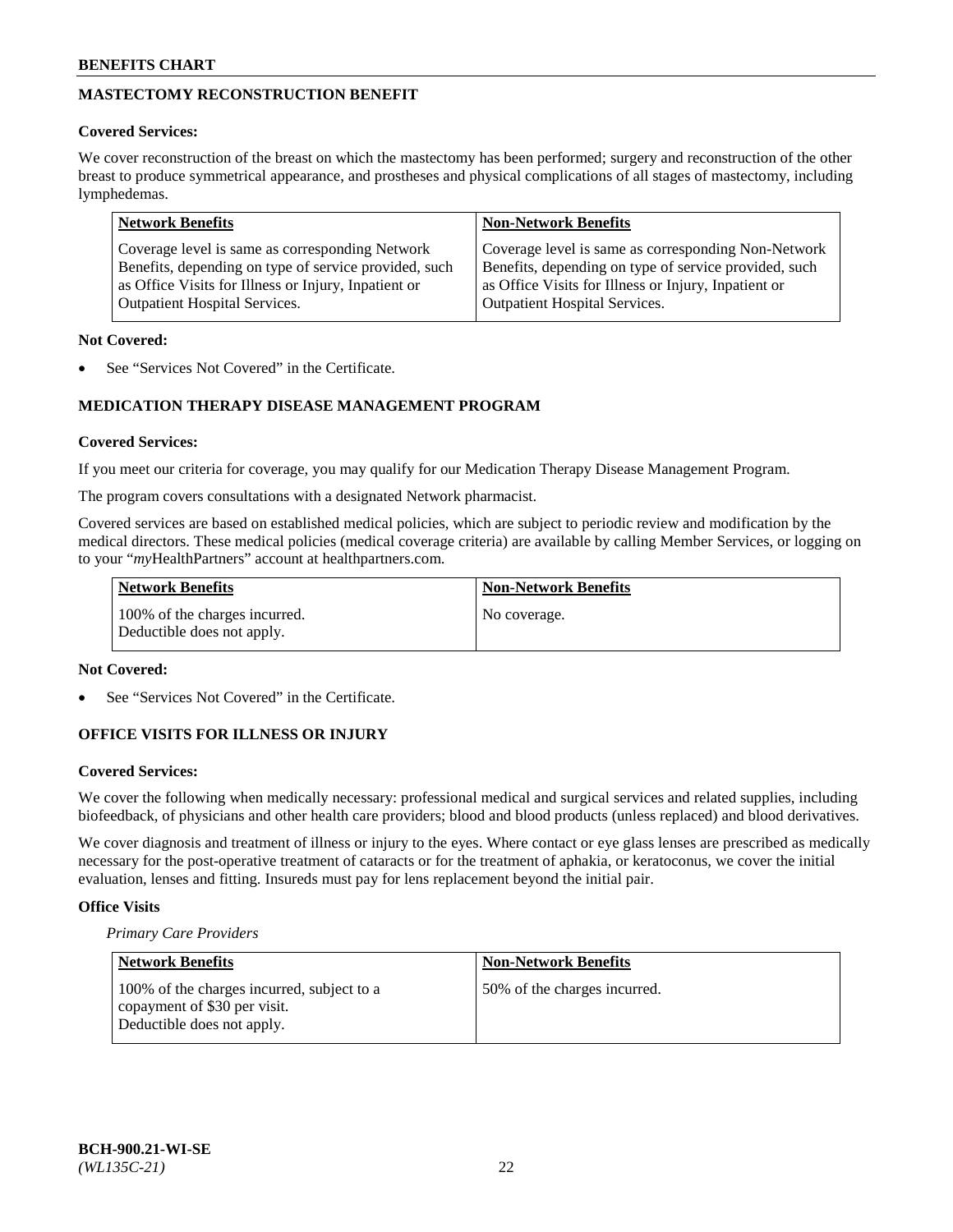## MASTECTOMY RECONSTRUCTION BENEFIT

**Covered Services:**

We cover reconstruction of the breast on which the mastectomy has been performed; surgery and reconstruction of the other breast to produce symmetrical appearance, and prostheses and physical complications of all stages of mastectomy, including lymphedemas.

| Network Benefits | Non-Network Benefits |
|---|---|
| Coverage level is same as corresponding Network Benefits, depending on type of service provided, such as Office Visits for Illness or Injury, Inpatient or Outpatient Hospital Services. | Coverage level is same as corresponding Non-Network Benefits, depending on type of service provided, such as Office Visits for Illness or Injury, Inpatient or Outpatient Hospital Services. |

**Not Covered:**

- See "Services Not Covered" in the Certificate.

## MEDICATION THERAPY DISEASE MANAGEMENT PROGRAM

**Covered Services:**

If you meet our criteria for coverage, you may qualify for our Medication Therapy Disease Management Program.

The program covers consultations with a designated Network pharmacist.

Covered services are based on established medical policies, which are subject to periodic review and modification by the medical directors. These medical policies (medical coverage criteria) are available by calling Member Services, or logging on to your "*my*HealthPartners" account at healthpartners.com.

| Network Benefits | Non-Network Benefits |
|---|---|
| 100% of the charges incurred. Deductible does not apply. | No coverage. |

**Not Covered:**

- See "Services Not Covered" in the Certificate.

## OFFICE VISITS FOR ILLNESS OR INJURY

**Covered Services:**

We cover the following when medically necessary: professional medical and surgical services and related supplies, including biofeedback, of physicians and other health care providers; blood and blood products (unless replaced) and blood derivatives.

We cover diagnosis and treatment of illness or injury to the eyes. Where contact or eye glass lenses are prescribed as medically necessary for the post-operative treatment of cataracts or for the treatment of aphakia, or keratoconus, we cover the initial evaluation, lenses and fitting. Insureds must pay for lens replacement beyond the initial pair.

**Office Visits**

*Primary Care Providers*

| Network Benefits | Non-Network Benefits |
|---|---|
| 100% of the charges incurred, subject to a copayment of $30 per visit. Deductible does not apply. | 50% of the charges incurred. |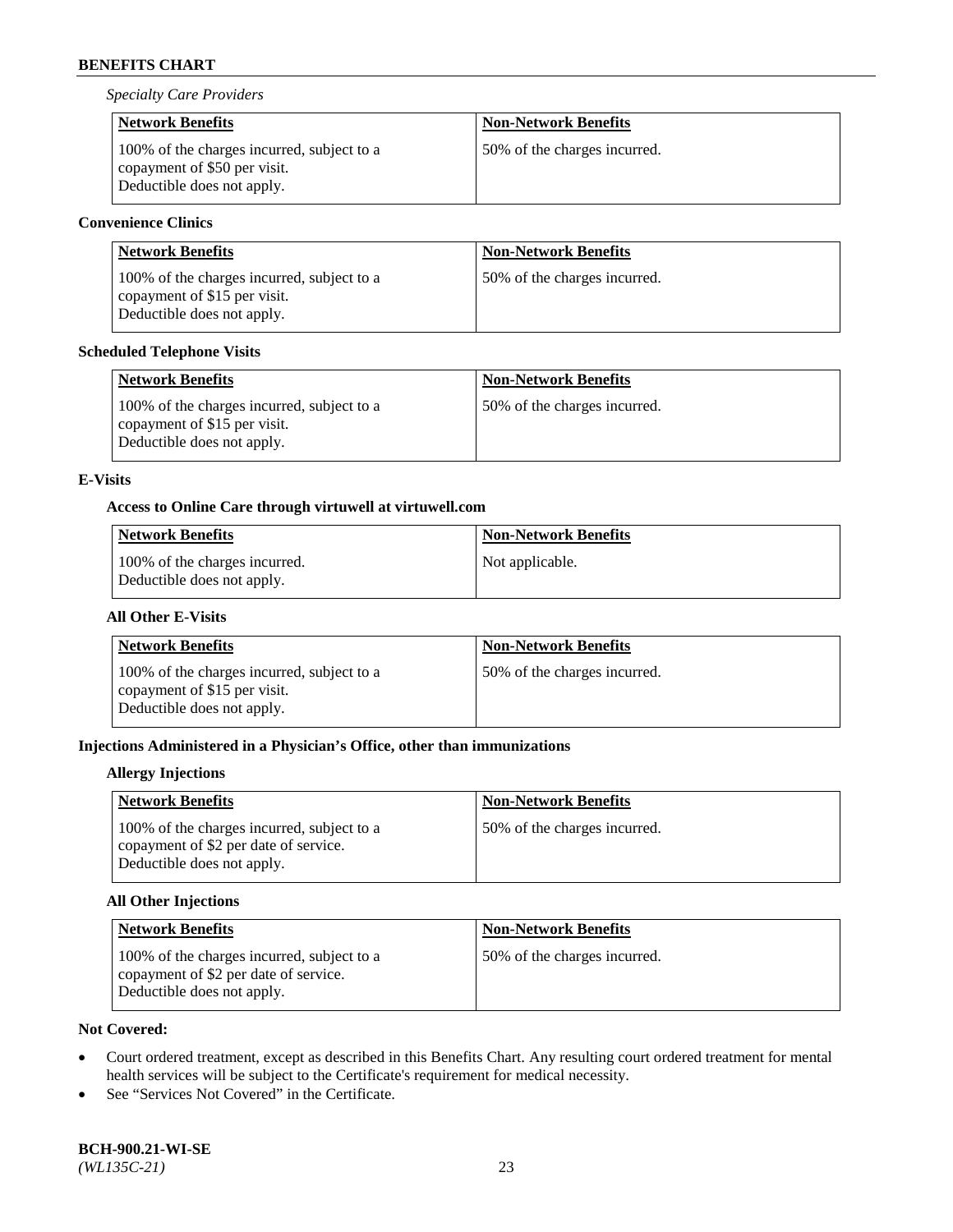*Specialty Care Providers*

| Network Benefits | Non-Network Benefits |
| --- | --- |
| 100% of the charges incurred, subject to a copayment of $50 per visit. Deductible does not apply. | 50% of the charges incurred. |

**Convenience Clinics**

| Network Benefits | Non-Network Benefits |
| --- | --- |
| 100% of the charges incurred, subject to a copayment of $15 per visit. Deductible does not apply. | 50% of the charges incurred. |

**Scheduled Telephone Visits**

| Network Benefits | Non-Network Benefits |
| --- | --- |
| 100% of the charges incurred, subject to a copayment of $15 per visit. Deductible does not apply. | 50% of the charges incurred. |

**E-Visits**

**Access to Online Care through virtuwell at virtuwell.com**

| Network Benefits | Non-Network Benefits |
| --- | --- |
| 100% of the charges incurred. Deductible does not apply. | Not applicable. |

**All Other E-Visits**

| Network Benefits | Non-Network Benefits |
| --- | --- |
| 100% of the charges incurred, subject to a copayment of $15 per visit. Deductible does not apply. | 50% of the charges incurred. |

**Injections Administered in a Physician's Office, other than immunizations**

**Allergy Injections**

| Network Benefits | Non-Network Benefits |
| --- | --- |
| 100% of the charges incurred, subject to a copayment of $2 per date of service. Deductible does not apply. | 50% of the charges incurred. |

**All Other Injections**

| Network Benefits | Non-Network Benefits |
| --- | --- |
| 100% of the charges incurred, subject to a copayment of $2 per date of service. Deductible does not apply. | 50% of the charges incurred. |

**Not Covered:**

- Court ordered treatment, except as described in this Benefits Chart. Any resulting court ordered treatment for mental health services will be subject to the Certificate's requirement for medical necessity.
- See "Services Not Covered" in the Certificate.

**BCH-900.21-WI-SE**
*(WL135C-21)*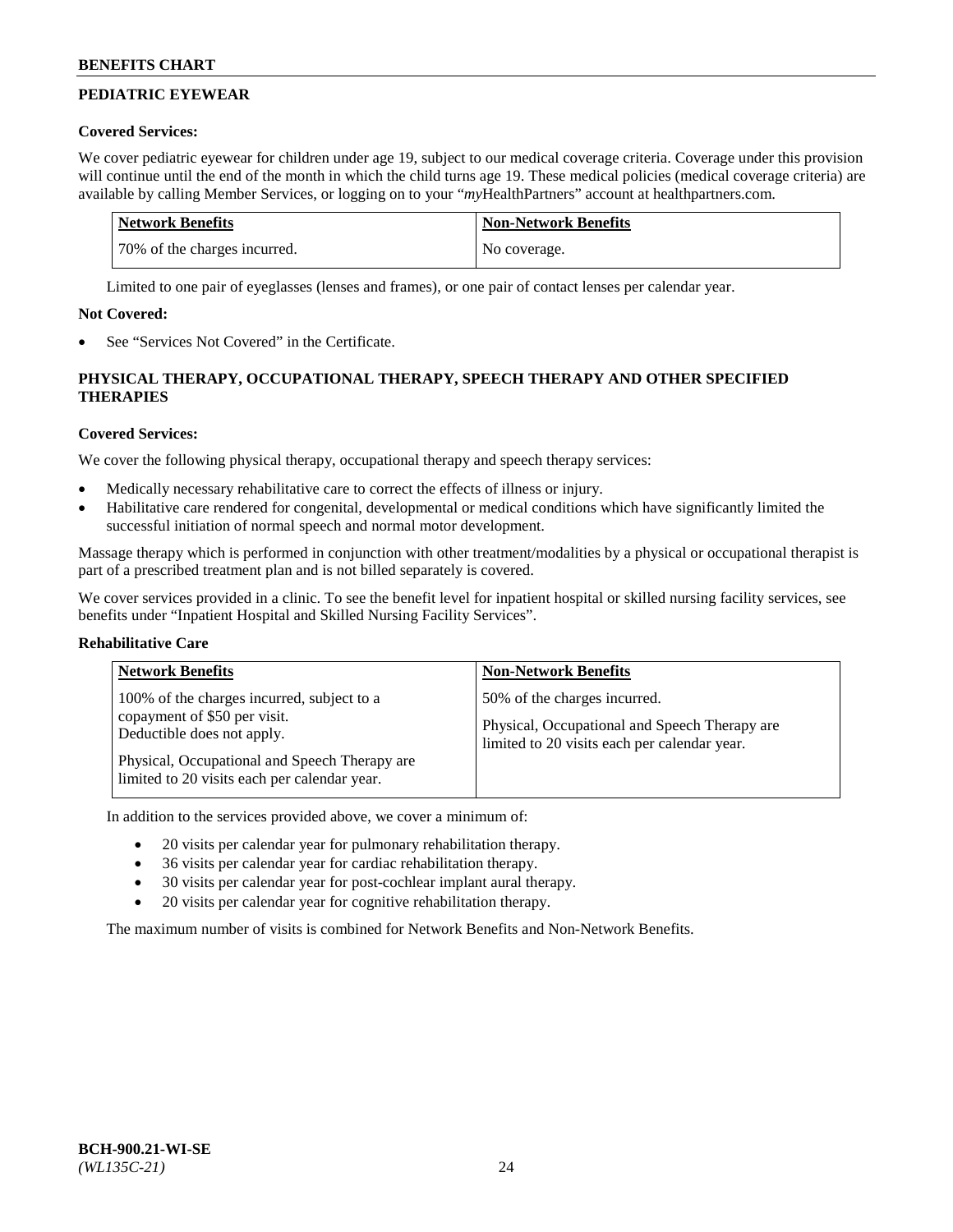## PEDIATRIC EYEWEAR

**Covered Services:**

We cover pediatric eyewear for children under age 19, subject to our medical coverage criteria. Coverage under this provision will continue until the end of the month in which the child turns age 19. These medical policies (medical coverage criteria) are available by calling Member Services, or logging on to your "*my*HealthPartners" account at healthpartners.com.

| Network Benefits | Non-Network Benefits |
|---|---|
| 70% of the charges incurred. | No coverage. |

Limited to one pair of eyeglasses (lenses and frames), or one pair of contact lenses per calendar year.

**Not Covered:**

- See "Services Not Covered" in the Certificate.

## PHYSICAL THERAPY, OCCUPATIONAL THERAPY, SPEECH THERAPY AND OTHER SPECIFIED THERAPIES

**Covered Services:**

We cover the following physical therapy, occupational therapy and speech therapy services:

- Medically necessary rehabilitative care to correct the effects of illness or injury.
- Habilitative care rendered for congenital, developmental or medical conditions which have significantly limited the successful initiation of normal speech and normal motor development.

Massage therapy which is performed in conjunction with other treatment/modalities by a physical or occupational therapist is part of a prescribed treatment plan and is not billed separately is covered.

We cover services provided in a clinic. To see the benefit level for inpatient hospital or skilled nursing facility services, see benefits under "Inpatient Hospital and Skilled Nursing Facility Services".

**Rehabilitative Care**

| Network Benefits | Non-Network Benefits |
|---|---|
| 100% of the charges incurred, subject to a copayment of $50 per visit. Deductible does not apply.<br><br>Physical, Occupational and Speech Therapy are limited to 20 visits each per calendar year. | 50% of the charges incurred.<br><br>Physical, Occupational and Speech Therapy are limited to 20 visits each per calendar year. |

In addition to the services provided above, we cover a minimum of:

- 20 visits per calendar year for pulmonary rehabilitation therapy.
- 36 visits per calendar year for cardiac rehabilitation therapy.
- 30 visits per calendar year for post-cochlear implant aural therapy.
- 20 visits per calendar year for cognitive rehabilitation therapy.

The maximum number of visits is combined for Network Benefits and Non-Network Benefits.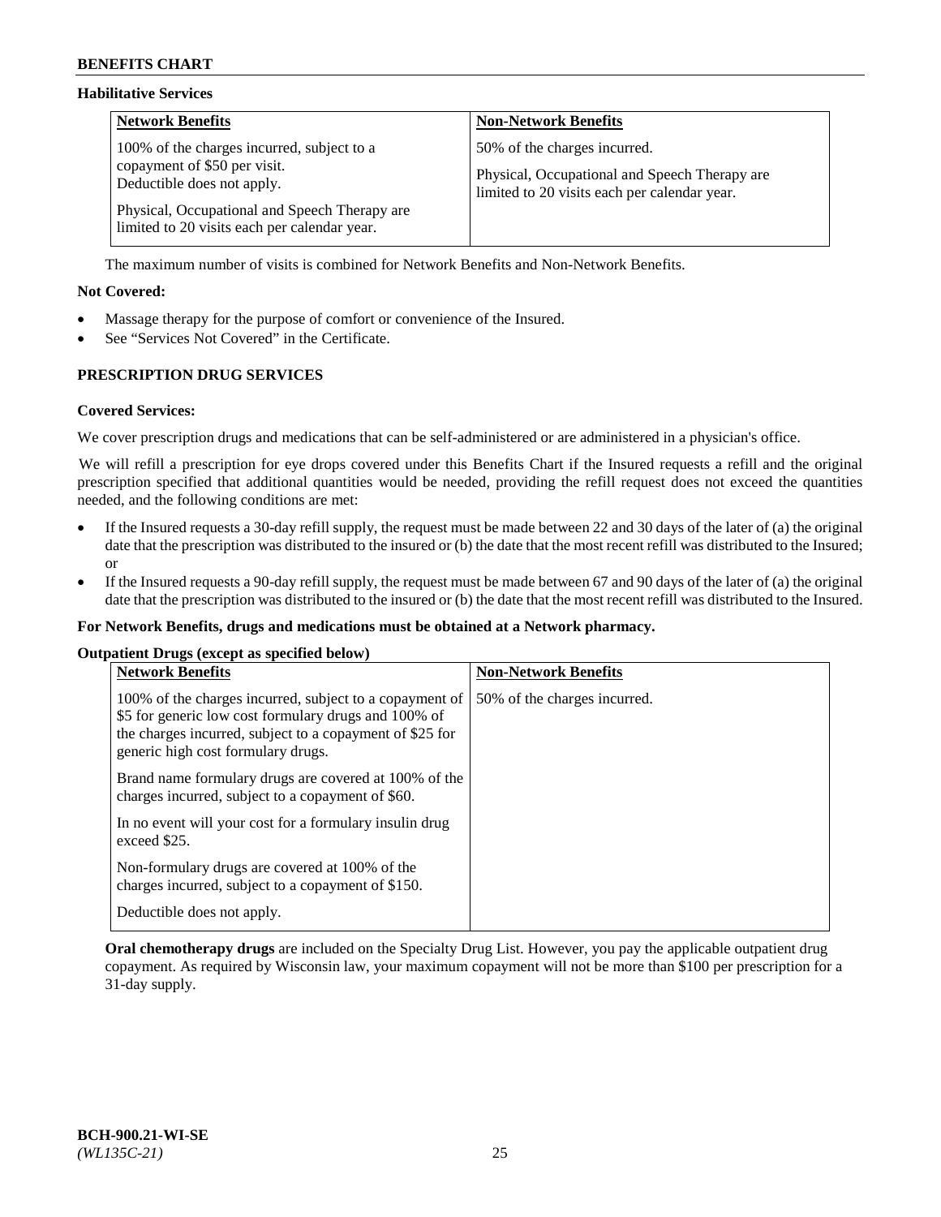### Habilitative Services

| **Network Benefits** | **Non-Network Benefits** |
|---|---|
| 100% of the charges incurred, subject to a copayment of $50 per visit. Deductible does not apply. Physical, Occupational and Speech Therapy are limited to 20 visits each per calendar year. | 50% of the charges incurred. Physical, Occupational and Speech Therapy are limited to 20 visits each per calendar year. |

The maximum number of visits is combined for Network Benefits and Non-Network Benefits.

**Not Covered:**

- Massage therapy for the purpose of comfort or convenience of the Insured.
- See "Services Not Covered" in the Certificate.

## PRESCRIPTION DRUG SERVICES

**Covered Services:**

We cover prescription drugs and medications that can be self-administered or are administered in a physician's office.

We will refill a prescription for eye drops covered under this Benefits Chart if the Insured requests a refill and the original prescription specified that additional quantities would be needed, providing the refill request does not exceed the quantities needed, and the following conditions are met:

- If the Insured requests a 30-day refill supply, the request must be made between 22 and 30 days of the later of (a) the original date that the prescription was distributed to the insured or (b) the date that the most recent refill was distributed to the Insured; or
- If the Insured requests a 90-day refill supply, the request must be made between 67 and 90 days of the later of (a) the original date that the prescription was distributed to the insured or (b) the date that the most recent refill was distributed to the Insured.

**For Network Benefits, drugs and medications must be obtained at a Network pharmacy.**

**Outpatient Drugs (except as specified below)**

| **Network Benefits** | **Non-Network Benefits** |
|---|---|
| 100% of the charges incurred, subject to a copayment of $5 for generic low cost formulary drugs and 100% of the charges incurred, subject to a copayment of $25 for generic high cost formulary drugs. Brand name formulary drugs are covered at 100% of the charges incurred, subject to a copayment of $60. In no event will your cost for a formulary insulin drug exceed $25. Non-formulary drugs are covered at 100% of the charges incurred, subject to a copayment of $150. Deductible does not apply. | 50% of the charges incurred. |

**Oral chemotherapy drugs** are included on the Specialty Drug List. However, you pay the applicable outpatient drug copayment. As required by Wisconsin law, your maximum copayment will not be more than $100 per prescription for a 31-day supply.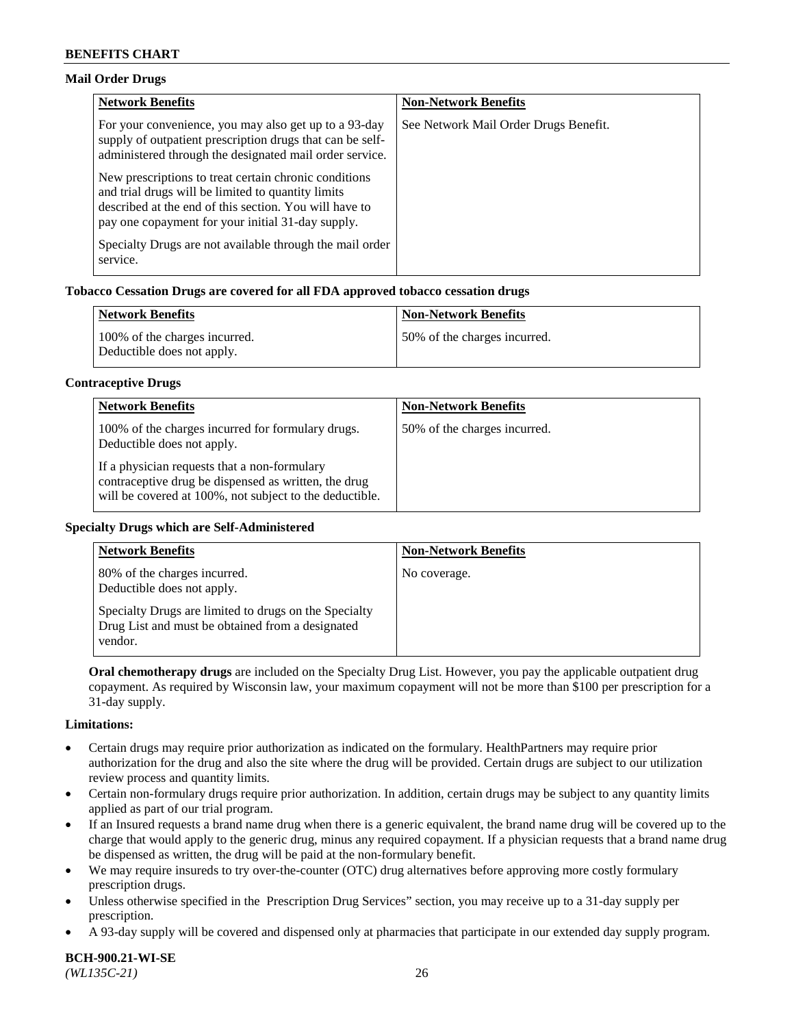### Mail Order Drugs

| Network Benefits | Non-Network Benefits |
| --- | --- |
| For your convenience, you may also get up to a 93-day supply of outpatient prescription drugs that can be self-administered through the designated mail order service.<br><br>New prescriptions to treat certain chronic conditions and trial drugs will be limited to quantity limits described at the end of this section. You will have to pay one copayment for your initial 31-day supply.<br><br>Specialty Drugs are not available through the mail order service. | See Network Mail Order Drugs Benefit. |

### Tobacco Cessation Drugs are covered for all FDA approved tobacco cessation drugs

| Network Benefits | Non-Network Benefits |
| --- | --- |
| 100% of the charges incurred.<br>Deductible does not apply. | 50% of the charges incurred. |

### Contraceptive Drugs

| Network Benefits | Non-Network Benefits |
| --- | --- |
| 100% of the charges incurred for formulary drugs.<br>Deductible does not apply.<br><br>If a physician requests that a non-formulary contraceptive drug be dispensed as written, the drug will be covered at 100%, not subject to the deductible. | 50% of the charges incurred. |

### Specialty Drugs which are Self-Administered

| Network Benefits | Non-Network Benefits |
| --- | --- |
| 80% of the charges incurred.<br>Deductible does not apply.<br><br>Specialty Drugs are limited to drugs on the Specialty Drug List and must be obtained from a designated vendor. | No coverage. |

**Oral chemotherapy drugs** are included on the Specialty Drug List. However, you pay the applicable outpatient drug copayment. As required by Wisconsin law, your maximum copayment will not be more than $100 per prescription for a 31-day supply.

### Limitations:

- Certain drugs may require prior authorization as indicated on the formulary. HealthPartners may require prior authorization for the drug and also the site where the drug will be provided. Certain drugs are subject to our utilization review process and quantity limits.
- Certain non-formulary drugs require prior authorization. In addition, certain drugs may be subject to any quantity limits applied as part of our trial program.
- If an Insured requests a brand name drug when there is a generic equivalent, the brand name drug will be covered up to the charge that would apply to the generic drug, minus any required copayment. If a physician requests that a brand name drug be dispensed as written, the drug will be paid at the non-formulary benefit.
- We may require insureds to try over-the-counter (OTC) drug alternatives before approving more costly formulary prescription drugs.
- Unless otherwise specified in the Prescription Drug Services" section, you may receive up to a 31-day supply per prescription.
- A 93-day supply will be covered and dispensed only at pharmacies that participate in our extended day supply program.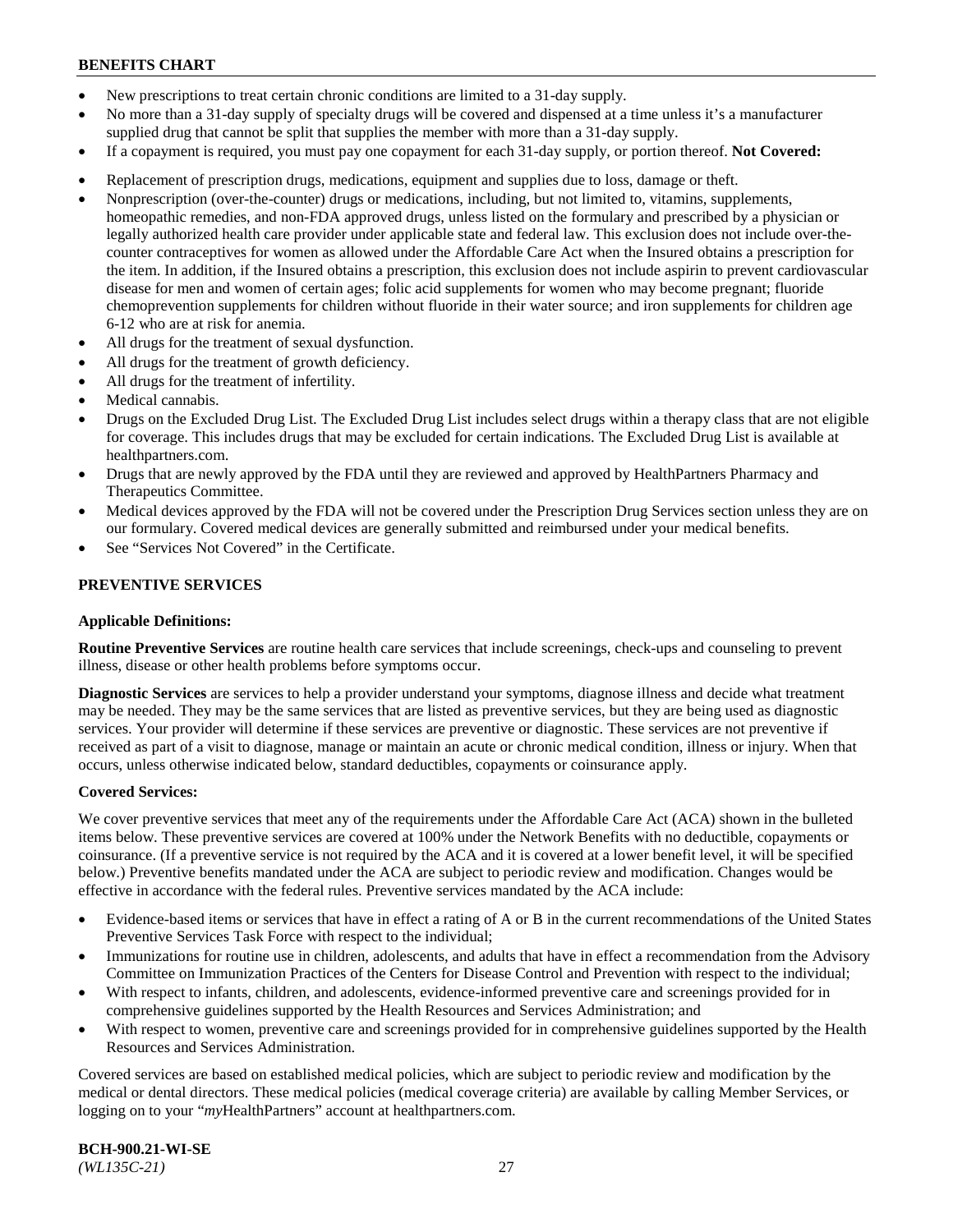- New prescriptions to treat certain chronic conditions are limited to a 31-day supply.
- No more than a 31-day supply of specialty drugs will be covered and dispensed at a time unless it's a manufacturer supplied drug that cannot be split that supplies the member with more than a 31-day supply.
- If a copayment is required, you must pay one copayment for each 31-day supply, or portion thereof. **Not Covered:**
- Replacement of prescription drugs, medications, equipment and supplies due to loss, damage or theft.
- Nonprescription (over-the-counter) drugs or medications, including, but not limited to, vitamins, supplements, homeopathic remedies, and non-FDA approved drugs, unless listed on the formulary and prescribed by a physician or legally authorized health care provider under applicable state and federal law. This exclusion does not include over-the-counter contraceptives for women as allowed under the Affordable Care Act when the Insured obtains a prescription for the item. In addition, if the Insured obtains a prescription, this exclusion does not include aspirin to prevent cardiovascular disease for men and women of certain ages; folic acid supplements for women who may become pregnant; fluoride chemoprevention supplements for children without fluoride in their water source; and iron supplements for children age 6-12 who are at risk for anemia.
- All drugs for the treatment of sexual dysfunction.
- All drugs for the treatment of growth deficiency.
- All drugs for the treatment of infertility.
- Medical cannabis.
- Drugs on the Excluded Drug List. The Excluded Drug List includes select drugs within a therapy class that are not eligible for coverage. This includes drugs that may be excluded for certain indications. The Excluded Drug List is available at healthpartners.com.
- Drugs that are newly approved by the FDA until they are reviewed and approved by HealthPartners Pharmacy and Therapeutics Committee.
- Medical devices approved by the FDA will not be covered under the Prescription Drug Services section unless they are on our formulary. Covered medical devices are generally submitted and reimbursed under your medical benefits.
- See "Services Not Covered" in the Certificate.

## PREVENTIVE SERVICES

**Applicable Definitions:**

**Routine Preventive Services** are routine health care services that include screenings, check-ups and counseling to prevent illness, disease or other health problems before symptoms occur.

**Diagnostic Services** are services to help a provider understand your symptoms, diagnose illness and decide what treatment may be needed. They may be the same services that are listed as preventive services, but they are being used as diagnostic services. Your provider will determine if these services are preventive or diagnostic. These services are not preventive if received as part of a visit to diagnose, manage or maintain an acute or chronic medical condition, illness or injury. When that occurs, unless otherwise indicated below, standard deductibles, copayments or coinsurance apply.

**Covered Services:**

We cover preventive services that meet any of the requirements under the Affordable Care Act (ACA) shown in the bulleted items below. These preventive services are covered at 100% under the Network Benefits with no deductible, copayments or coinsurance. (If a preventive service is not required by the ACA and it is covered at a lower benefit level, it will be specified below.) Preventive benefits mandated under the ACA are subject to periodic review and modification. Changes would be effective in accordance with the federal rules. Preventive services mandated by the ACA include:

- Evidence-based items or services that have in effect a rating of A or B in the current recommendations of the United States Preventive Services Task Force with respect to the individual;
- Immunizations for routine use in children, adolescents, and adults that have in effect a recommendation from the Advisory Committee on Immunization Practices of the Centers for Disease Control and Prevention with respect to the individual;
- With respect to infants, children, and adolescents, evidence-informed preventive care and screenings provided for in comprehensive guidelines supported by the Health Resources and Services Administration; and
- With respect to women, preventive care and screenings provided for in comprehensive guidelines supported by the Health Resources and Services Administration.

Covered services are based on established medical policies, which are subject to periodic review and modification by the medical or dental directors. These medical policies (medical coverage criteria) are available by calling Member Services, or logging on to your "*my*HealthPartners" account at healthpartners.com.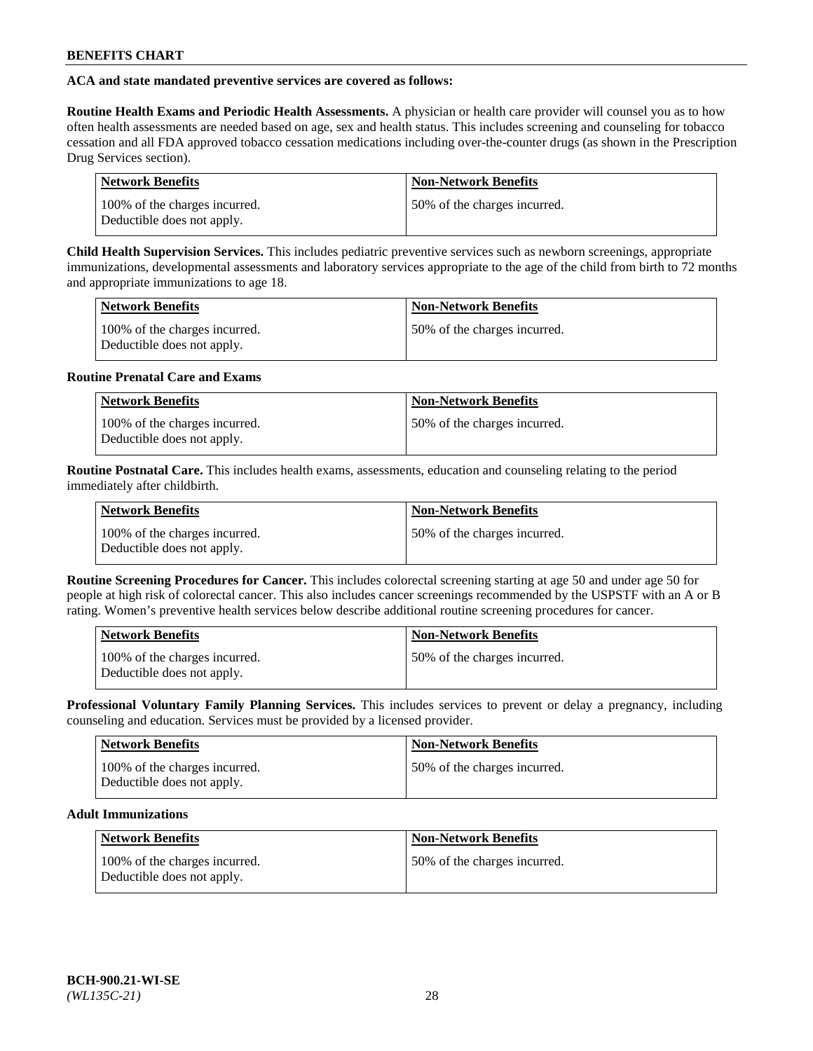**ACA and state mandated preventive services are covered as follows:**

**Routine Health Exams and Periodic Health Assessments.** A physician or health care provider will counsel you as to how often health assessments are needed based on age, sex and health status. This includes screening and counseling for tobacco cessation and all FDA approved tobacco cessation medications including over-the-counter drugs (as shown in the Prescription Drug Services section).

| Network Benefits | Non-Network Benefits |
|---|---|
| 100% of the charges incurred. Deductible does not apply. | 50% of the charges incurred. |

**Child Health Supervision Services.** This includes pediatric preventive services such as newborn screenings, appropriate immunizations, developmental assessments and laboratory services appropriate to the age of the child from birth to 72 months and appropriate immunizations to age 18.

| Network Benefits | Non-Network Benefits |
|---|---|
| 100% of the charges incurred. Deductible does not apply. | 50% of the charges incurred. |

**Routine Prenatal Care and Exams**

| Network Benefits | Non-Network Benefits |
|---|---|
| 100% of the charges incurred. Deductible does not apply. | 50% of the charges incurred. |

**Routine Postnatal Care.** This includes health exams, assessments, education and counseling relating to the period immediately after childbirth.

| Network Benefits | Non-Network Benefits |
|---|---|
| 100% of the charges incurred. Deductible does not apply. | 50% of the charges incurred. |

**Routine Screening Procedures for Cancer.** This includes colorectal screening starting at age 50 and under age 50 for people at high risk of colorectal cancer. This also includes cancer screenings recommended by the USPSTF with an A or B rating. Women's preventive health services below describe additional routine screening procedures for cancer.

| Network Benefits | Non-Network Benefits |
|---|---|
| 100% of the charges incurred. Deductible does not apply. | 50% of the charges incurred. |

**Professional Voluntary Family Planning Services.** This includes services to prevent or delay a pregnancy, including counseling and education. Services must be provided by a licensed provider.

| Network Benefits | Non-Network Benefits |
|---|---|
| 100% of the charges incurred. Deductible does not apply. | 50% of the charges incurred. |

**Adult Immunizations**

| Network Benefits | Non-Network Benefits |
|---|---|
| 100% of the charges incurred. Deductible does not apply. | 50% of the charges incurred. |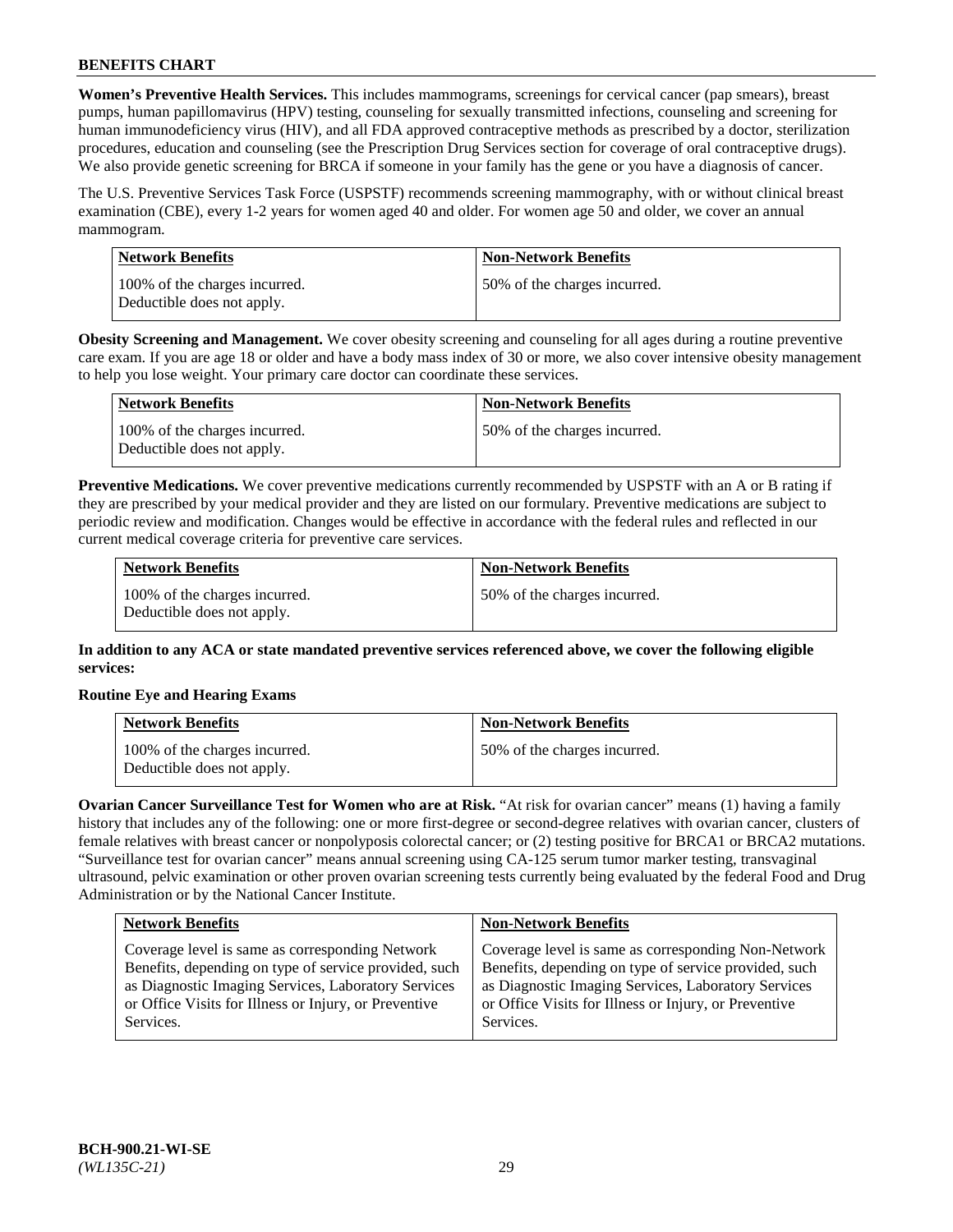**Women's Preventive Health Services.** This includes mammograms, screenings for cervical cancer (pap smears), breast pumps, human papillomavirus (HPV) testing, counseling for sexually transmitted infections, counseling and screening for human immunodeficiency virus (HIV), and all FDA approved contraceptive methods as prescribed by a doctor, sterilization procedures, education and counseling (see the Prescription Drug Services section for coverage of oral contraceptive drugs). We also provide genetic screening for BRCA if someone in your family has the gene or you have a diagnosis of cancer.

The U.S. Preventive Services Task Force (USPSTF) recommends screening mammography, with or without clinical breast examination (CBE), every 1-2 years for women aged 40 and older. For women age 50 and older, we cover an annual mammogram.

| Network Benefits | Non-Network Benefits |
|---|---|
| 100% of the charges incurred. Deductible does not apply. | 50% of the charges incurred. |

**Obesity Screening and Management.** We cover obesity screening and counseling for all ages during a routine preventive care exam. If you are age 18 or older and have a body mass index of 30 or more, we also cover intensive obesity management to help you lose weight. Your primary care doctor can coordinate these services.

| Network Benefits | Non-Network Benefits |
|---|---|
| 100% of the charges incurred. Deductible does not apply. | 50% of the charges incurred. |

**Preventive Medications.** We cover preventive medications currently recommended by USPSTF with an A or B rating if they are prescribed by your medical provider and they are listed on our formulary. Preventive medications are subject to periodic review and modification. Changes would be effective in accordance with the federal rules and reflected in our current medical coverage criteria for preventive care services.

| Network Benefits | Non-Network Benefits |
|---|---|
| 100% of the charges incurred. Deductible does not apply. | 50% of the charges incurred. |

**In addition to any ACA or state mandated preventive services referenced above, we cover the following eligible services:**

**Routine Eye and Hearing Exams**

| Network Benefits | Non-Network Benefits |
|---|---|
| 100% of the charges incurred. Deductible does not apply. | 50% of the charges incurred. |

**Ovarian Cancer Surveillance Test for Women who are at Risk.** "At risk for ovarian cancer" means (1) having a family history that includes any of the following: one or more first-degree or second-degree relatives with ovarian cancer, clusters of female relatives with breast cancer or nonpolyposis colorectal cancer; or (2) testing positive for BRCA1 or BRCA2 mutations. "Surveillance test for ovarian cancer" means annual screening using CA-125 serum tumor marker testing, transvaginal ultrasound, pelvic examination or other proven ovarian screening tests currently being evaluated by the federal Food and Drug Administration or by the National Cancer Institute.

| Network Benefits | Non-Network Benefits |
|---|---|
| Coverage level is same as corresponding Network Benefits, depending on type of service provided, such as Diagnostic Imaging Services, Laboratory Services or Office Visits for Illness or Injury, or Preventive Services. | Coverage level is same as corresponding Non-Network Benefits, depending on type of service provided, such as Diagnostic Imaging Services, Laboratory Services or Office Visits for Illness or Injury, or Preventive Services. |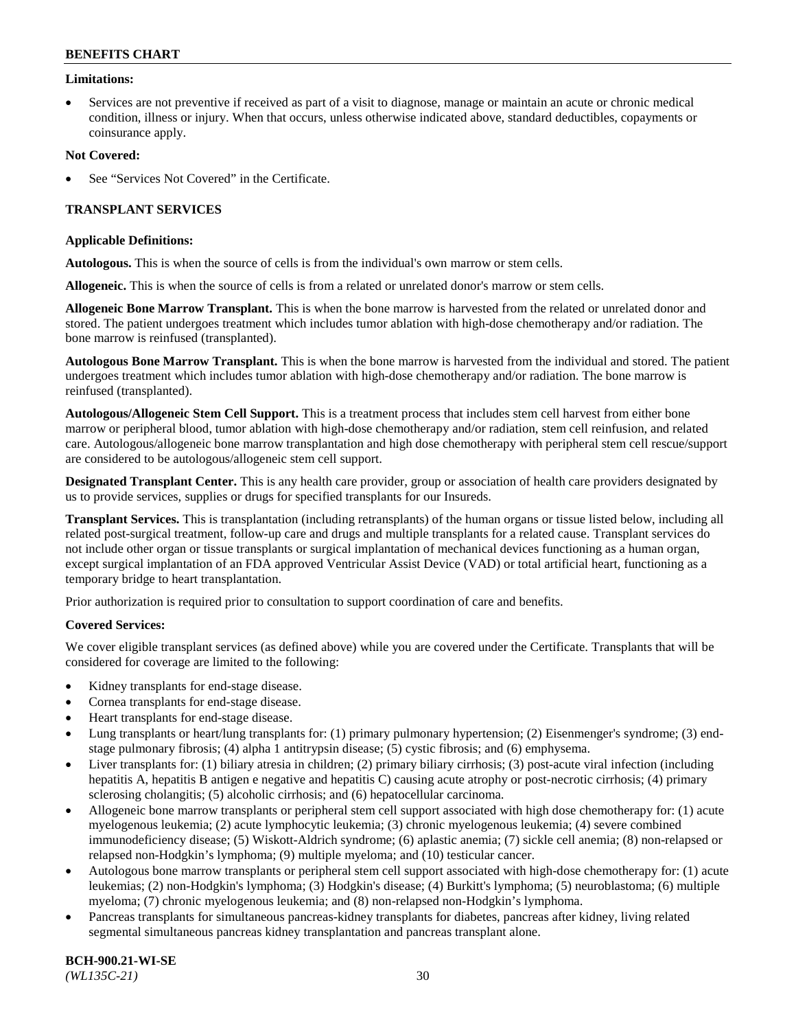**Limitations:**

- Services are not preventive if received as part of a visit to diagnose, manage or maintain an acute or chronic medical condition, illness or injury. When that occurs, unless otherwise indicated above, standard deductibles, copayments or coinsurance apply.

**Not Covered:**

- See "Services Not Covered" in the Certificate.

**TRANSPLANT SERVICES**

**Applicable Definitions:**

**Autologous.** This is when the source of cells is from the individual's own marrow or stem cells.

**Allogeneic.** This is when the source of cells is from a related or unrelated donor's marrow or stem cells.

**Allogeneic Bone Marrow Transplant.** This is when the bone marrow is harvested from the related or unrelated donor and stored. The patient undergoes treatment which includes tumor ablation with high-dose chemotherapy and/or radiation. The bone marrow is reinfused (transplanted).

**Autologous Bone Marrow Transplant.** This is when the bone marrow is harvested from the individual and stored. The patient undergoes treatment which includes tumor ablation with high-dose chemotherapy and/or radiation. The bone marrow is reinfused (transplanted).

**Autologous/Allogeneic Stem Cell Support.** This is a treatment process that includes stem cell harvest from either bone marrow or peripheral blood, tumor ablation with high-dose chemotherapy and/or radiation, stem cell reinfusion, and related care. Autologous/allogeneic bone marrow transplantation and high dose chemotherapy with peripheral stem cell rescue/support are considered to be autologous/allogeneic stem cell support.

**Designated Transplant Center.** This is any health care provider, group or association of health care providers designated by us to provide services, supplies or drugs for specified transplants for our Insureds.

**Transplant Services.** This is transplantation (including retransplants) of the human organs or tissue listed below, including all related post-surgical treatment, follow-up care and drugs and multiple transplants for a related cause. Transplant services do not include other organ or tissue transplants or surgical implantation of mechanical devices functioning as a human organ, except surgical implantation of an FDA approved Ventricular Assist Device (VAD) or total artificial heart, functioning as a temporary bridge to heart transplantation.

Prior authorization is required prior to consultation to support coordination of care and benefits.

**Covered Services:**

We cover eligible transplant services (as defined above) while you are covered under the Certificate. Transplants that will be considered for coverage are limited to the following:

- Kidney transplants for end-stage disease.
- Cornea transplants for end-stage disease.
- Heart transplants for end-stage disease.
- Lung transplants or heart/lung transplants for: (1) primary pulmonary hypertension; (2) Eisenmenger's syndrome; (3) end-stage pulmonary fibrosis; (4) alpha 1 antitrypsin disease; (5) cystic fibrosis; and (6) emphysema.
- Liver transplants for: (1) biliary atresia in children; (2) primary biliary cirrhosis; (3) post-acute viral infection (including hepatitis A, hepatitis B antigen e negative and hepatitis C) causing acute atrophy or post-necrotic cirrhosis; (4) primary sclerosing cholangitis; (5) alcoholic cirrhosis; and (6) hepatocellular carcinoma.
- Allogeneic bone marrow transplants or peripheral stem cell support associated with high dose chemotherapy for: (1) acute myelogenous leukemia; (2) acute lymphocytic leukemia; (3) chronic myelogenous leukemia; (4) severe combined immunodeficiency disease; (5) Wiskott-Aldrich syndrome; (6) aplastic anemia; (7) sickle cell anemia; (8) non-relapsed or relapsed non-Hodgkin's lymphoma; (9) multiple myeloma; and (10) testicular cancer.
- Autologous bone marrow transplants or peripheral stem cell support associated with high-dose chemotherapy for: (1) acute leukemias; (2) non-Hodgkin's lymphoma; (3) Hodgkin's disease; (4) Burkitt's lymphoma; (5) neuroblastoma; (6) multiple myeloma; (7) chronic myelogenous leukemia; and (8) non-relapsed non-Hodgkin's lymphoma.
- Pancreas transplants for simultaneous pancreas-kidney transplants for diabetes, pancreas after kidney, living related segmental simultaneous pancreas kidney transplantation and pancreas transplant alone.

**BCH-900.21-WI-SE**
*(WL135C-21)*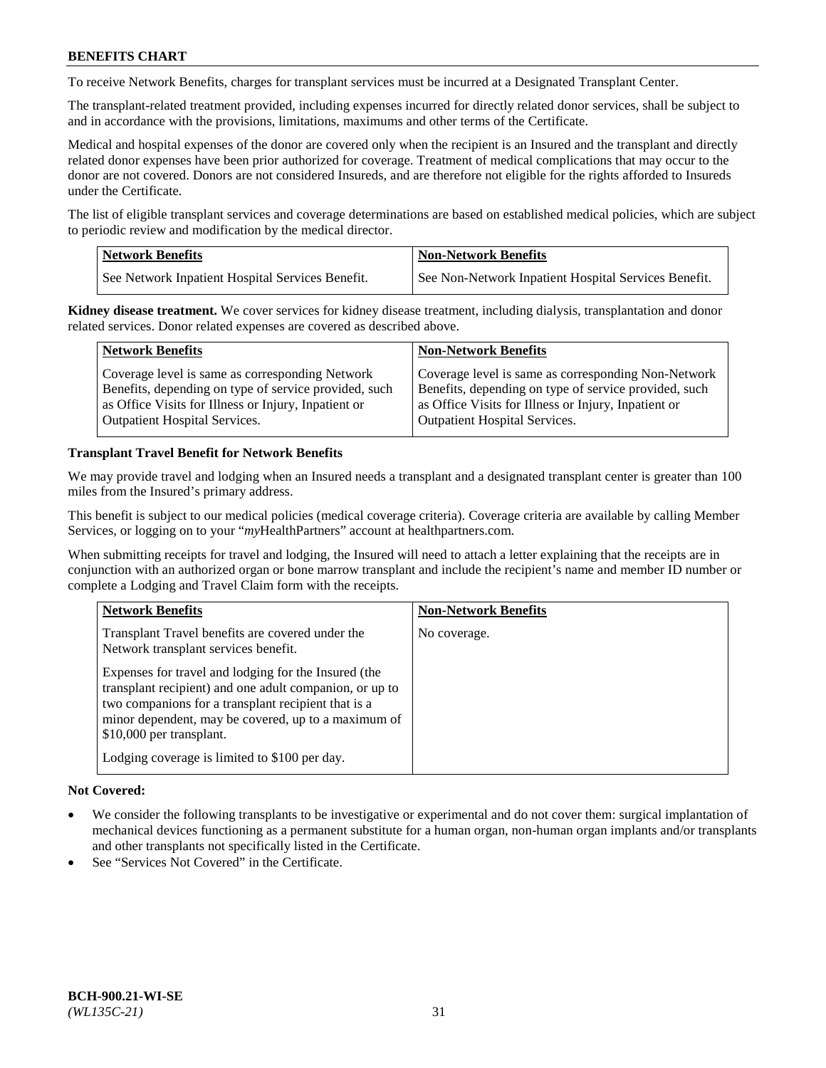To receive Network Benefits, charges for transplant services must be incurred at a Designated Transplant Center.

The transplant-related treatment provided, including expenses incurred for directly related donor services, shall be subject to and in accordance with the provisions, limitations, maximums and other terms of the Certificate.

Medical and hospital expenses of the donor are covered only when the recipient is an Insured and the transplant and directly related donor expenses have been prior authorized for coverage. Treatment of medical complications that may occur to the donor are not covered. Donors are not considered Insureds, and are therefore not eligible for the rights afforded to Insureds under the Certificate.

The list of eligible transplant services and coverage determinations are based on established medical policies, which are subject to periodic review and modification by the medical director.

| Network Benefits | Non-Network Benefits |
|---|---|
| See Network Inpatient Hospital Services Benefit. | See Non-Network Inpatient Hospital Services Benefit. |

**Kidney disease treatment.** We cover services for kidney disease treatment, including dialysis, transplantation and donor related services. Donor related expenses are covered as described above.

| Network Benefits | Non-Network Benefits |
|---|---|
| Coverage level is same as corresponding Network Benefits, depending on type of service provided, such as Office Visits for Illness or Injury, Inpatient or Outpatient Hospital Services. | Coverage level is same as corresponding Non-Network Benefits, depending on type of service provided, such as Office Visits for Illness or Injury, Inpatient or Outpatient Hospital Services. |

**Transplant Travel Benefit for Network Benefits**

We may provide travel and lodging when an Insured needs a transplant and a designated transplant center is greater than 100 miles from the Insured's primary address.

This benefit is subject to our medical policies (medical coverage criteria). Coverage criteria are available by calling Member Services, or logging on to your "*my*HealthPartners" account at healthpartners.com.

When submitting receipts for travel and lodging, the Insured will need to attach a letter explaining that the receipts are in conjunction with an authorized organ or bone marrow transplant and include the recipient's name and member ID number or complete a Lodging and Travel Claim form with the receipts.

| Network Benefits | Non-Network Benefits |
|---|---|
| Transplant Travel benefits are covered under the Network transplant services benefit.<br><br>Expenses for travel and lodging for the Insured (the transplant recipient) and one adult companion, or up to two companions for a transplant recipient that is a minor dependent, may be covered, up to a maximum of $10,000 per transplant.<br><br>Lodging coverage is limited to $100 per day. | No coverage. |

**Not Covered:**

- We consider the following transplants to be investigative or experimental and do not cover them: surgical implantation of mechanical devices functioning as a permanent substitute for a human organ, non-human organ implants and/or transplants and other transplants not specifically listed in the Certificate.
- See "Services Not Covered" in the Certificate.